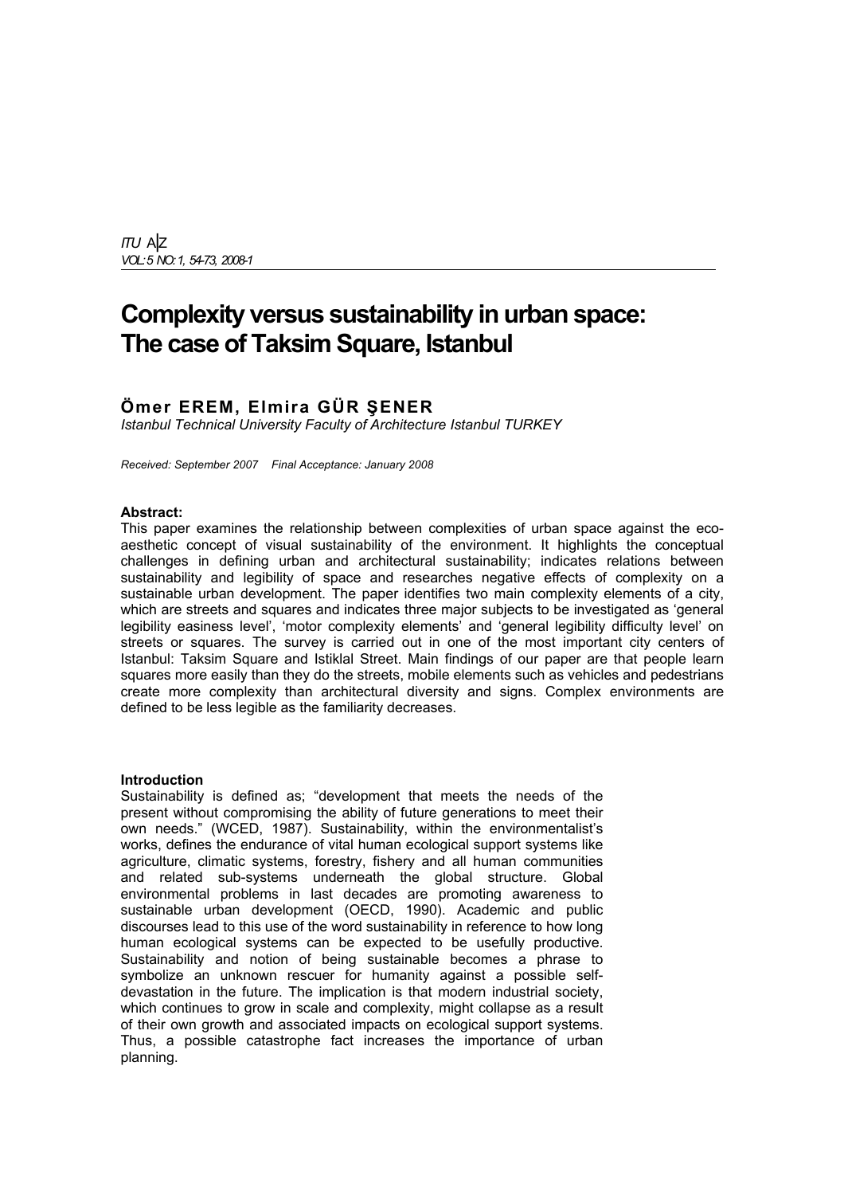# Complexity versus sustainability in urban space: The case of Taksim Square, Istanbul

**Ömer EREM, Elmira GÜR ŞENER**

*Istanbul Technical University Faculty of Architecture Istanbul TURKEY*

*Received: September 2007 Final Acceptance: January 2008*

**Abstract:**

This paper examines the relationship between complexities of urban space against the eco-aesthetic concept of visual sustainability of the environment. It highlights the conceptual challenges in defining urban and architectural sustainability; indicates relations between sustainability and legibility of space and researches negative effects of complexity on a sustainable urban development. The paper identifies two main complexity elements of a city, which are streets and squares and indicates three major subjects to be investigated as 'general legibility easiness level', 'motor complexity elements' and 'general legibility difficulty level' on streets or squares. The survey is carried out in one of the most important city centers of Istanbul: Taksim Square and Istiklal Street. Main findings of our paper are that people learn squares more easily than they do the streets, mobile elements such as vehicles and pedestrians create more complexity than architectural diversity and signs. Complex environments are defined to be less legible as the familiarity decreases.

## Introduction

Sustainability is defined as; "development that meets the needs of the present without compromising the ability of future generations to meet their own needs." (WCED, 1987). Sustainability, within the environmentalist's works, defines the endurance of vital human ecological support systems like agriculture, climatic systems, forestry, fishery and all human communities and related sub-systems underneath the global structure. Global environmental problems in last decades are promoting awareness to sustainable urban development (OECD, 1990). Academic and public discourses lead to this use of the word sustainability in reference to how long human ecological systems can be expected to be usefully productive. Sustainability and notion of being sustainable becomes a phrase to symbolize an unknown rescuer for humanity against a possible self-devastation in the future. The implication is that modern industrial society, which continues to grow in scale and complexity, might collapse as a result of their own growth and associated impacts on ecological support systems. Thus, a possible catastrophe fact increases the importance of urban planning.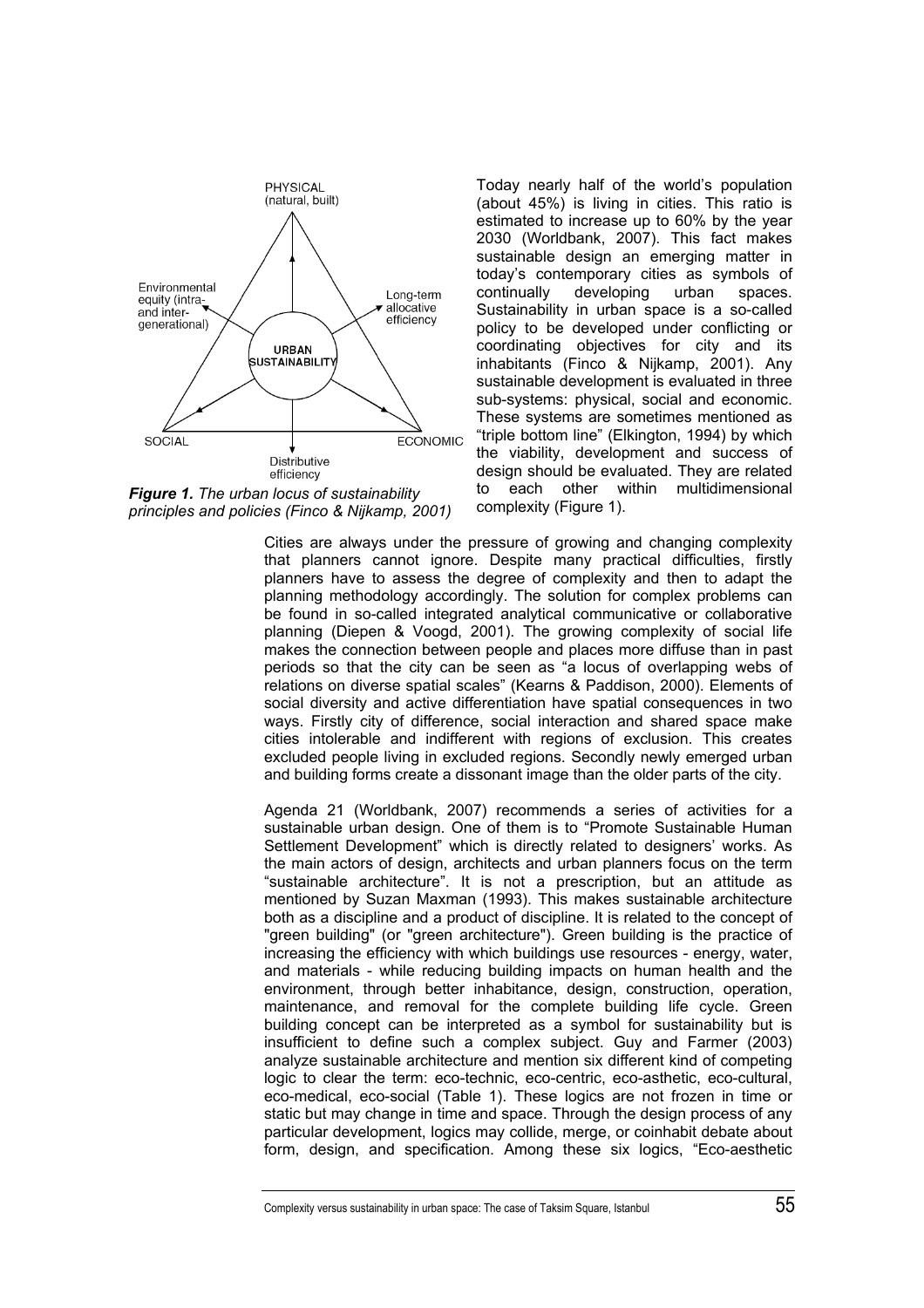Today nearly half of the world's population (about 45%) is living in cities. This ratio is estimated to increase up to 60% by the year 2030 (Worldbank, 2007). This fact makes sustainable design an emerging matter in today's contemporary cities as symbols of continually developing urban spaces. Sustainability in urban space is a so-called policy to be developed under conflicting or coordinating objectives for city and its inhabitants (Finco & Nijkamp, 2001). Any sustainable development is evaluated in three sub-systems: physical, social and economic. These systems are sometimes mentioned as "triple bottom line" (Elkington, 1994) by which the viability, development and success of design should be evaluated. They are related to each other within multidimensional complexity (Figure 1).

PHYSICAL (natural, built)

Environmental equity (intra- and inter-generational)

Long-term allocative efficiency

URBAN SUSTAINABILITY

SOCIAL

ECONOMIC

Distributive efficiency

***Figure 1.*** *The urban locus of sustainability principles and policies (Finco & Nijkamp, 2001)*

Cities are always under the pressure of growing and changing complexity that planners cannot ignore. Despite many practical difficulties, firstly planners have to assess the degree of complexity and then to adapt the planning methodology accordingly. The solution for complex problems can be found in so-called integrated analytical communicative or collaborative planning (Diepen & Voogd, 2001). The growing complexity of social life makes the connection between people and places more diffuse than in past periods so that the city can be seen as "a locus of overlapping webs of relations on diverse spatial scales" (Kearns & Paddison, 2000). Elements of social diversity and active differentiation have spatial consequences in two ways. Firstly city of difference, social interaction and shared space make cities intolerable and indifferent with regions of exclusion. This creates excluded people living in excluded regions. Secondly newly emerged urban and building forms create a dissonant image than the older parts of the city.

Agenda 21 (Worldbank, 2007) recommends a series of activities for a sustainable urban design. One of them is to "Promote Sustainable Human Settlement Development" which is directly related to designers' works. As the main actors of design, architects and urban planners focus on the term "sustainable architecture". It is not a prescription, but an attitude as mentioned by Suzan Maxman (1993). This makes sustainable architecture both as a discipline and a product of discipline. It is related to the concept of "green building" (or "green architecture"). Green building is the practice of increasing the efficiency with which buildings use resources - energy, water, and materials - while reducing building impacts on human health and the environment, through better inhabitance, design, construction, operation, maintenance, and removal for the complete building life cycle. Green building concept can be interpreted as a symbol for sustainability but is insufficient to define such a complex subject. Guy and Farmer (2003) analyze sustainable architecture and mention six different kind of competing logic to clear the term: eco-technic, eco-centric, eco-asthetic, eco-cultural, eco-medical, eco-social (Table 1). These logics are not frozen in time or static but may change in time and space. Through the design process of any particular development, logics may collide, merge, or coinhabit debate about form, design, and specification. Among these six logics, "Eco-aesthetic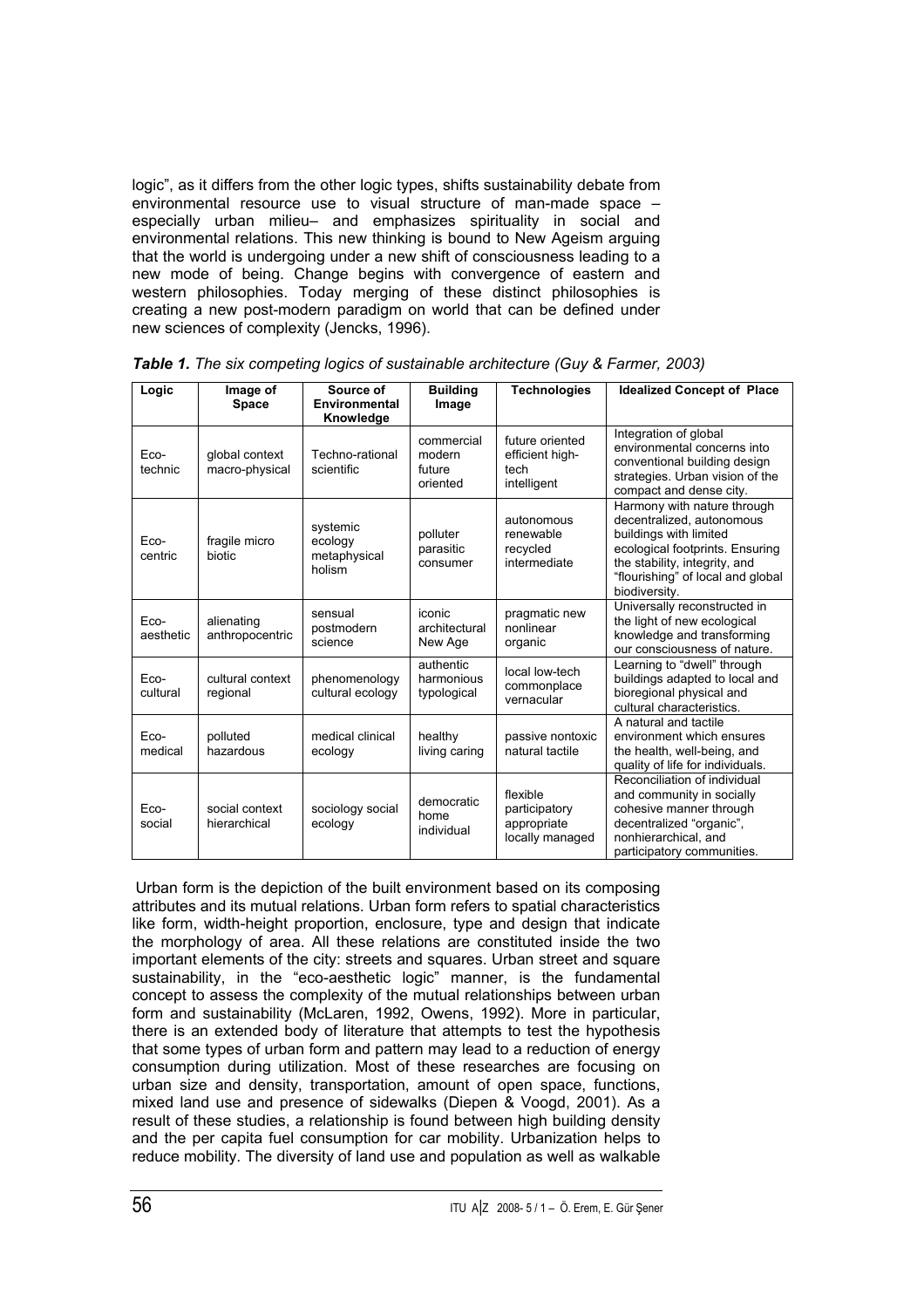logic", as it differs from the other logic types, shifts sustainability debate from environmental resource use to visual structure of man-made space – especially urban milieu– and emphasizes spirituality in social and environmental relations. This new thinking is bound to New Ageism arguing that the world is undergoing under a new shift of consciousness leading to a new mode of being. Change begins with convergence of eastern and western philosophies. Today merging of these distinct philosophies is creating a new post-modern paradigm on world that can be defined under new sciences of complexity (Jencks, 1996).

***Table 1.*** *The six competing logics of sustainable architecture (Guy & Farmer, 2003)*

| Logic | Image of Space | Source of Environmental Knowledge | Building Image | Technologies | Idealized Concept of Place |
|---|---|---|---|---|---|
| Eco-technic | global context macro-physical | Techno-rational scientific | commercial modern future oriented | future oriented efficient high-tech intelligent | Integration of global environmental concerns into conventional building design strategies. Urban vision of the compact and dense city. |
| Eco-centric | fragile micro biotic | systemic ecology metaphysical holism | polluter parasitic consumer | autonomous renewable recycled intermediate | Harmony with nature through decentralized, autonomous buildings with limited ecological footprints. Ensuring the stability, integrity, and "flourishing" of local and global biodiversity. |
| Eco-aesthetic | alienating anthropocentric | sensual postmodern science | iconic architectural New Age | pragmatic new nonlinear organic | Universally reconstructed in the light of new ecological knowledge and transforming our consciousness of nature. |
| Eco-cultural | cultural context regional | phenomenology cultural ecology | authentic harmonious typological | local low-tech commonplace vernacular | Learning to "dwell" through buildings adapted to local and bioregional physical and cultural characteristics. |
| Eco-medical | polluted hazardous | medical clinical ecology | healthy living caring | passive nontoxic natural tactile | A natural and tactile environment which ensures the health, well-being, and quality of life for individuals. |
| Eco-social | social context hierarchical | sociology social ecology | democratic home individual | flexible participatory appropriate locally managed | Reconciliation of individual and community in socially cohesive manner through decentralized "organic", nonhierarchical, and participatory communities. |

Urban form is the depiction of the built environment based on its composing attributes and its mutual relations. Urban form refers to spatial characteristics like form, width-height proportion, enclosure, type and design that indicate the morphology of area. All these relations are constituted inside the two important elements of the city: streets and squares. Urban street and square sustainability, in the "eco-aesthetic logic" manner, is the fundamental concept to assess the complexity of the mutual relationships between urban form and sustainability (McLaren, 1992, Owens, 1992). More in particular, there is an extended body of literature that attempts to test the hypothesis that some types of urban form and pattern may lead to a reduction of energy consumption during utilization. Most of these researches are focusing on urban size and density, transportation, amount of open space, functions, mixed land use and presence of sidewalks (Diepen & Voogd, 2001). As a result of these studies, a relationship is found between high building density and the per capita fuel consumption for car mobility. Urbanization helps to reduce mobility. The diversity of land use and population as well as walkable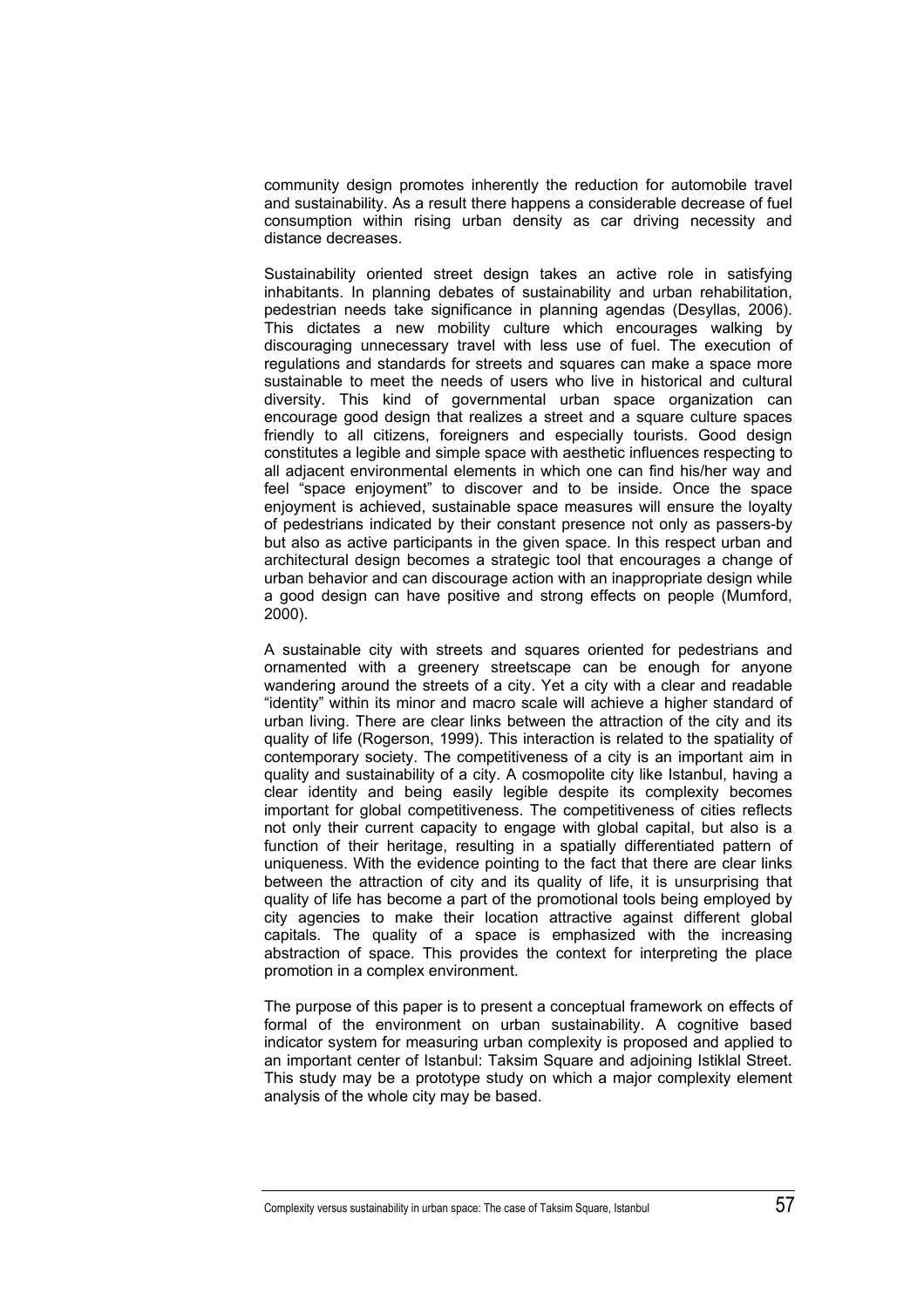community design promotes inherently the reduction for automobile travel and sustainability. As a result there happens a considerable decrease of fuel consumption within rising urban density as car driving necessity and distance decreases.

Sustainability oriented street design takes an active role in satisfying inhabitants. In planning debates of sustainability and urban rehabilitation, pedestrian needs take significance in planning agendas (Desyllas, 2006). This dictates a new mobility culture which encourages walking by discouraging unnecessary travel with less use of fuel. The execution of regulations and standards for streets and squares can make a space more sustainable to meet the needs of users who live in historical and cultural diversity. This kind of governmental urban space organization can encourage good design that realizes a street and a square culture spaces friendly to all citizens, foreigners and especially tourists. Good design constitutes a legible and simple space with aesthetic influences respecting to all adjacent environmental elements in which one can find his/her way and feel "space enjoyment" to discover and to be inside. Once the space enjoyment is achieved, sustainable space measures will ensure the loyalty of pedestrians indicated by their constant presence not only as passers-by but also as active participants in the given space. In this respect urban and architectural design becomes a strategic tool that encourages a change of urban behavior and can discourage action with an inappropriate design while a good design can have positive and strong effects on people (Mumford, 2000).

A sustainable city with streets and squares oriented for pedestrians and ornamented with a greenery streetscape can be enough for anyone wandering around the streets of a city. Yet a city with a clear and readable "identity" within its minor and macro scale will achieve a higher standard of urban living. There are clear links between the attraction of the city and its quality of life (Rogerson, 1999). This interaction is related to the spatiality of contemporary society. The competitiveness of a city is an important aim in quality and sustainability of a city. A cosmopolite city like Istanbul, having a clear identity and being easily legible despite its complexity becomes important for global competitiveness. The competitiveness of cities reflects not only their current capacity to engage with global capital, but also is a function of their heritage, resulting in a spatially differentiated pattern of uniqueness. With the evidence pointing to the fact that there are clear links between the attraction of city and its quality of life, it is unsurprising that quality of life has become a part of the promotional tools being employed by city agencies to make their location attractive against different global capitals. The quality of a space is emphasized with the increasing abstraction of space. This provides the context for interpreting the place promotion in a complex environment.

The purpose of this paper is to present a conceptual framework on effects of formal of the environment on urban sustainability. A cognitive based indicator system for measuring urban complexity is proposed and applied to an important center of Istanbul: Taksim Square and adjoining Istiklal Street. This study may be a prototype study on which a major complexity element analysis of the whole city may be based.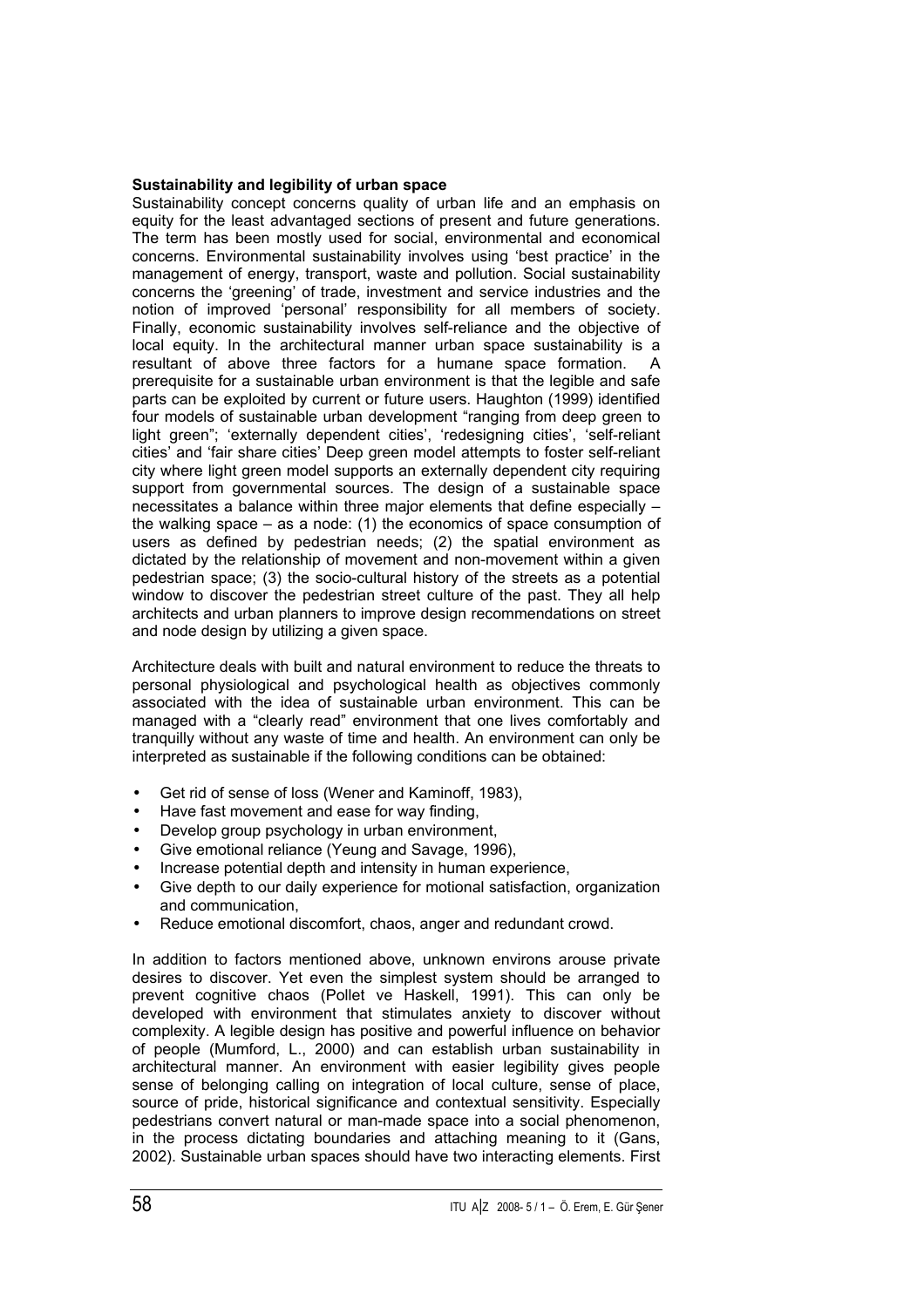**Sustainability and legibility of urban space**

Sustainability concept concerns quality of urban life and an emphasis on equity for the least advantaged sections of present and future generations. The term has been mostly used for social, environmental and economical concerns. Environmental sustainability involves using 'best practice' in the management of energy, transport, waste and pollution. Social sustainability concerns the 'greening' of trade, investment and service industries and the notion of improved 'personal' responsibility for all members of society. Finally, economic sustainability involves self-reliance and the objective of local equity. In the architectural manner urban space sustainability is a resultant of above three factors for a humane space formation. A prerequisite for a sustainable urban environment is that the legible and safe parts can be exploited by current or future users. Haughton (1999) identified four models of sustainable urban development "ranging from deep green to light green"; 'externally dependent cities', 'redesigning cities', 'self-reliant cities' and 'fair share cities' Deep green model attempts to foster self-reliant city where light green model supports an externally dependent city requiring support from governmental sources. The design of a sustainable space necessitates a balance within three major elements that define especially – the walking space – as a node: (1) the economics of space consumption of users as defined by pedestrian needs; (2) the spatial environment as dictated by the relationship of movement and non-movement within a given pedestrian space; (3) the socio-cultural history of the streets as a potential window to discover the pedestrian street culture of the past. They all help architects and urban planners to improve design recommendations on street and node design by utilizing a given space.

Architecture deals with built and natural environment to reduce the threats to personal physiological and psychological health as objectives commonly associated with the idea of sustainable urban environment. This can be managed with a "clearly read" environment that one lives comfortably and tranquilly without any waste of time and health. An environment can only be interpreted as sustainable if the following conditions can be obtained:

- Get rid of sense of loss (Wener and Kaminoff, 1983),
- Have fast movement and ease for way finding,
- Develop group psychology in urban environment,
- Give emotional reliance (Yeung and Savage, 1996),
- Increase potential depth and intensity in human experience,
- Give depth to our daily experience for motional satisfaction, organization and communication,
- Reduce emotional discomfort, chaos, anger and redundant crowd.

In addition to factors mentioned above, unknown environs arouse private desires to discover. Yet even the simplest system should be arranged to prevent cognitive chaos (Pollet ve Haskell, 1991). This can only be developed with environment that stimulates anxiety to discover without complexity. A legible design has positive and powerful influence on behavior of people (Mumford, L., 2000) and can establish urban sustainability in architectural manner. An environment with easier legibility gives people sense of belonging calling on integration of local culture, sense of place, source of pride, historical significance and contextual sensitivity. Especially pedestrians convert natural or man-made space into a social phenomenon, in the process dictating boundaries and attaching meaning to it (Gans, 2002). Sustainable urban spaces should have two interacting elements. First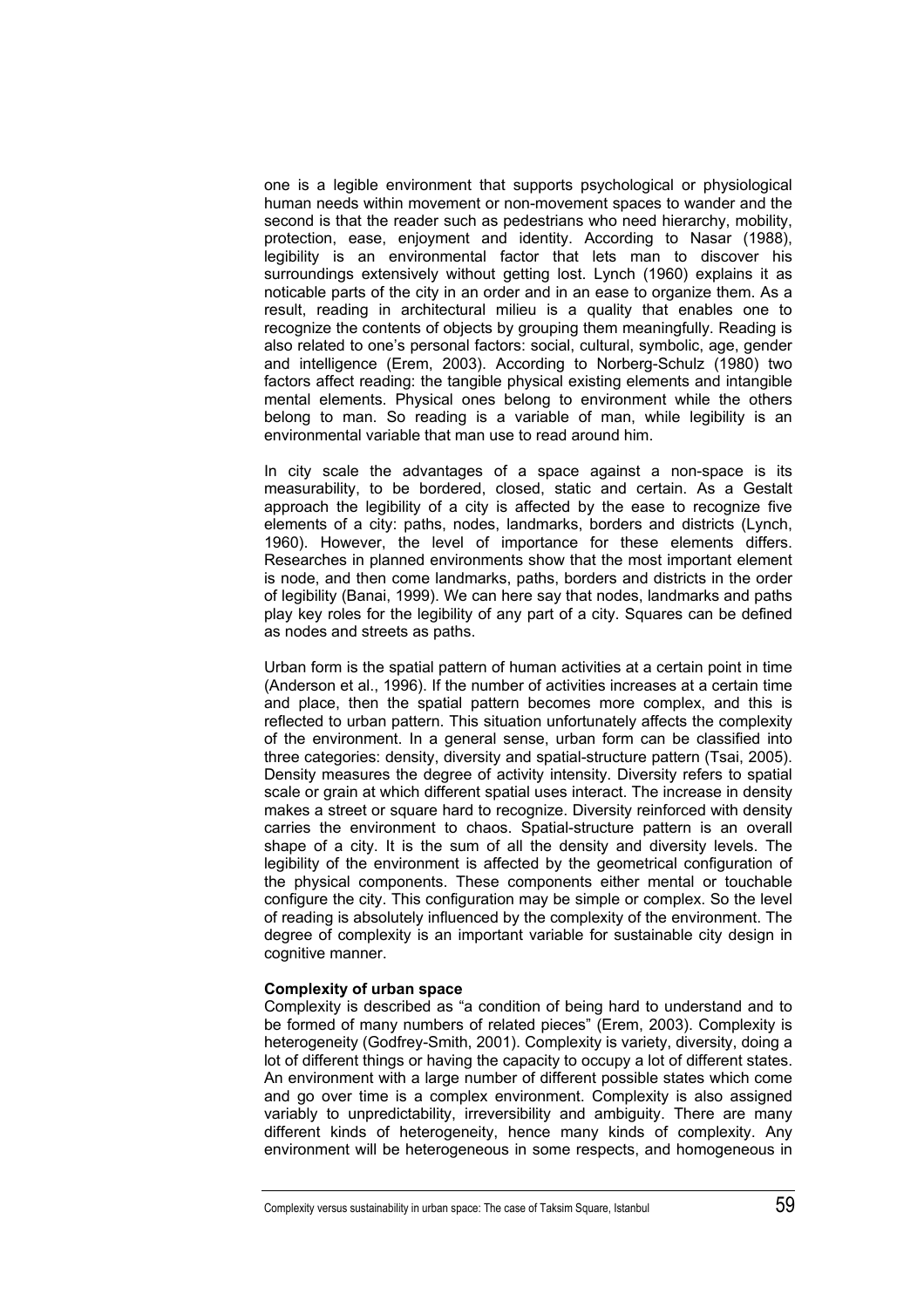one is a legible environment that supports psychological or physiological human needs within movement or non-movement spaces to wander and the second is that the reader such as pedestrians who need hierarchy, mobility, protection, ease, enjoyment and identity. According to Nasar (1988), legibility is an environmental factor that lets man to discover his surroundings extensively without getting lost. Lynch (1960) explains it as noticable parts of the city in an order and in an ease to organize them. As a result, reading in architectural milieu is a quality that enables one to recognize the contents of objects by grouping them meaningfully. Reading is also related to one's personal factors: social, cultural, symbolic, age, gender and intelligence (Erem, 2003). According to Norberg-Schulz (1980) two factors affect reading: the tangible physical existing elements and intangible mental elements. Physical ones belong to environment while the others belong to man. So reading is a variable of man, while legibility is an environmental variable that man use to read around him.

In city scale the advantages of a space against a non-space is its measurability, to be bordered, closed, static and certain. As a Gestalt approach the legibility of a city is affected by the ease to recognize five elements of a city: paths, nodes, landmarks, borders and districts (Lynch, 1960). However, the level of importance for these elements differs. Researches in planned environments show that the most important element is node, and then come landmarks, paths, borders and districts in the order of legibility (Banai, 1999). We can here say that nodes, landmarks and paths play key roles for the legibility of any part of a city. Squares can be defined as nodes and streets as paths.

Urban form is the spatial pattern of human activities at a certain point in time (Anderson et al., 1996). If the number of activities increases at a certain time and place, then the spatial pattern becomes more complex, and this is reflected to urban pattern. This situation unfortunately affects the complexity of the environment. In a general sense, urban form can be classified into three categories: density, diversity and spatial-structure pattern (Tsai, 2005). Density measures the degree of activity intensity. Diversity refers to spatial scale or grain at which different spatial uses interact. The increase in density makes a street or square hard to recognize. Diversity reinforced with density carries the environment to chaos. Spatial-structure pattern is an overall shape of a city. It is the sum of all the density and diversity levels. The legibility of the environment is affected by the geometrical configuration of the physical components. These components either mental or touchable configure the city. This configuration may be simple or complex. So the level of reading is absolutely influenced by the complexity of the environment. The degree of complexity is an important variable for sustainable city design in cognitive manner.

**Complexity of urban space**

Complexity is described as "a condition of being hard to understand and to be formed of many numbers of related pieces" (Erem, 2003). Complexity is heterogeneity (Godfrey-Smith, 2001). Complexity is variety, diversity, doing a lot of different things or having the capacity to occupy a lot of different states. An environment with a large number of different possible states which come and go over time is a complex environment. Complexity is also assigned variably to unpredictability, irreversibility and ambiguity. There are many different kinds of heterogeneity, hence many kinds of complexity. Any environment will be heterogeneous in some respects, and homogeneous in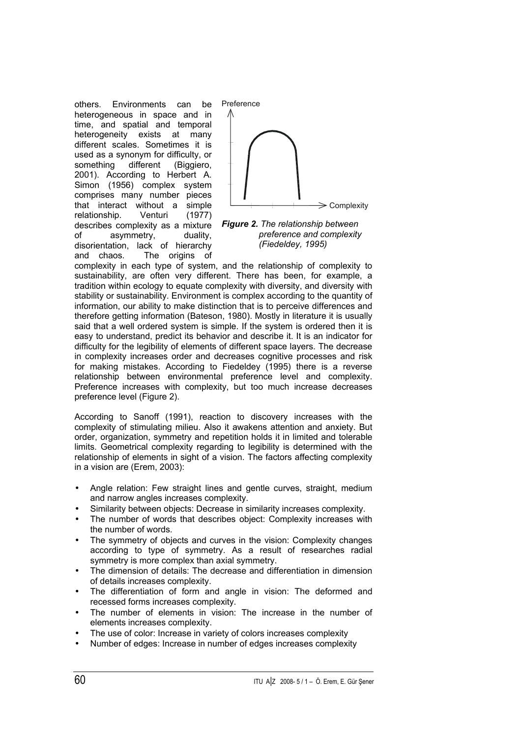others. Environments can be heterogeneous in space and in time, and spatial and temporal heterogeneity exists at many different scales. Sometimes it is used as a synonym for difficulty, or something different (Biggiero, 2001). According to Herbert A. Simon (1956) complex system comprises many number pieces that interact without a simple relationship. Venturi (1977) describes complexity as a mixture of asymmetry, duality, disorientation, lack of hierarchy and chaos. The origins of complexity in each type of system, and the relationship of complexity to sustainability, are often very different. There has been, for example, a tradition within ecology to equate complexity with diversity, and diversity with stability or sustainability. Environment is complex according to the quantity of information, our ability to make distinction that is to perceive differences and therefore getting information (Bateson, 1980). Mostly in literature it is usually said that a well ordered system is simple. If the system is ordered then it is easy to understand, predict its behavior and describe it. It is an indicator for difficulty for the legibility of elements of different space layers. The decrease in complexity increases order and decreases cognitive processes and risk for making mistakes. According to Fiedeldey (1995) there is a reverse relationship between environmental preference level and complexity. Preference increases with complexity, but too much increase decreases preference level (Figure 2).

***Figure 2.*** *The relationship between preference and complexity (Fiedeldey, 1995)*

According to Sanoff (1991), reaction to discovery increases with the complexity of stimulating milieu. Also it awakens attention and anxiety. But order, organization, symmetry and repetition holds it in limited and tolerable limits. Geometrical complexity regarding to legibility is determined with the relationship of elements in sight of a vision. The factors affecting complexity in a vision are (Erem, 2003):

- Angle relation: Few straight lines and gentle curves, straight, medium and narrow angles increases complexity.
- Similarity between objects: Decrease in similarity increases complexity.
- The number of words that describes object: Complexity increases with the number of words.
- The symmetry of objects and curves in the vision: Complexity changes according to type of symmetry. As a result of researches radial symmetry is more complex than axial symmetry.
- The dimension of details: The decrease and differentiation in dimension of details increases complexity.
- The differentiation of form and angle in vision: The deformed and recessed forms increases complexity.
- The number of elements in vision: The increase in the number of elements increases complexity.
- The use of color: Increase in variety of colors increases complexity
- Number of edges: Increase in number of edges increases complexity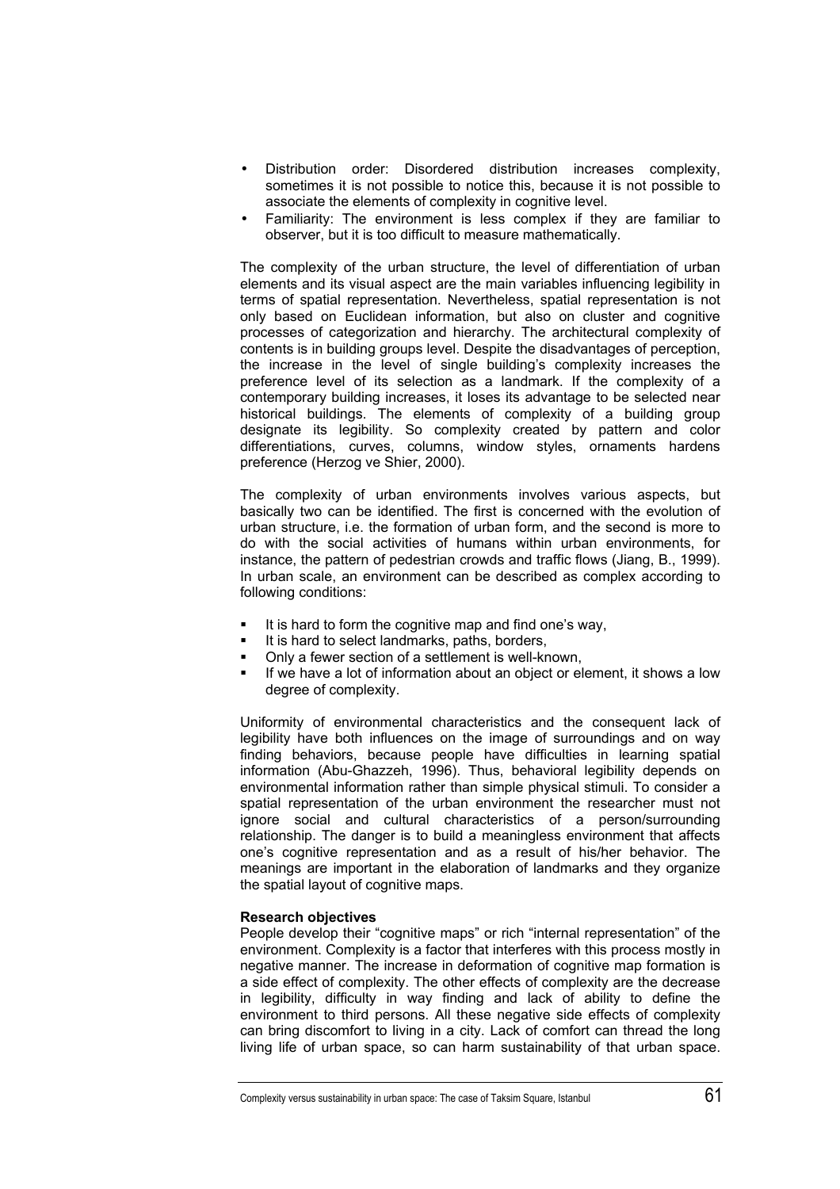- Distribution order: Disordered distribution increases complexity, sometimes it is not possible to notice this, because it is not possible to associate the elements of complexity in cognitive level.
- Familiarity: The environment is less complex if they are familiar to observer, but it is too difficult to measure mathematically.

The complexity of the urban structure, the level of differentiation of urban elements and its visual aspect are the main variables influencing legibility in terms of spatial representation. Nevertheless, spatial representation is not only based on Euclidean information, but also on cluster and cognitive processes of categorization and hierarchy. The architectural complexity of contents is in building groups level. Despite the disadvantages of perception, the increase in the level of single building's complexity increases the preference level of its selection as a landmark. If the complexity of a contemporary building increases, it loses its advantage to be selected near historical buildings. The elements of complexity of a building group designate its legibility. So complexity created by pattern and color differentiations, curves, columns, window styles, ornaments hardens preference (Herzog ve Shier, 2000).

The complexity of urban environments involves various aspects, but basically two can be identified. The first is concerned with the evolution of urban structure, i.e. the formation of urban form, and the second is more to do with the social activities of humans within urban environments, for instance, the pattern of pedestrian crowds and traffic flows (Jiang, B., 1999). In urban scale, an environment can be described as complex according to following conditions:

- It is hard to form the cognitive map and find one's way,
- It is hard to select landmarks, paths, borders,
- Only a fewer section of a settlement is well-known,
- If we have a lot of information about an object or element, it shows a low degree of complexity.

Uniformity of environmental characteristics and the consequent lack of legibility have both influences on the image of surroundings and on way finding behaviors, because people have difficulties in learning spatial information (Abu-Ghazzeh, 1996). Thus, behavioral legibility depends on environmental information rather than simple physical stimuli. To consider a spatial representation of the urban environment the researcher must not ignore social and cultural characteristics of a person/surrounding relationship. The danger is to build a meaningless environment that affects one's cognitive representation and as a result of his/her behavior. The meanings are important in the elaboration of landmarks and they organize the spatial layout of cognitive maps.

**Research objectives**

People develop their "cognitive maps" or rich "internal representation" of the environment. Complexity is a factor that interferes with this process mostly in negative manner. The increase in deformation of cognitive map formation is a side effect of complexity. The other effects of complexity are the decrease in legibility, difficulty in way finding and lack of ability to define the environment to third persons. All these negative side effects of complexity can bring discomfort to living in a city. Lack of comfort can thread the long living life of urban space, so can harm sustainability of that urban space.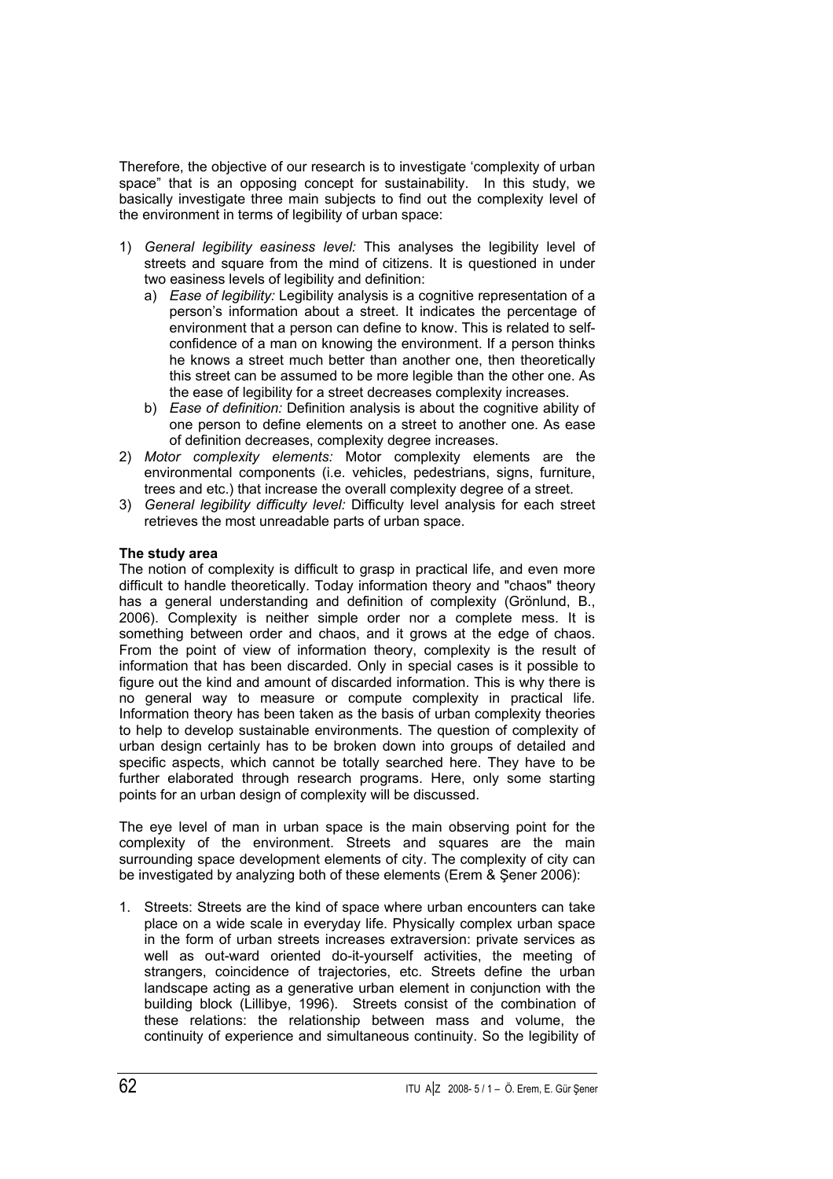Therefore, the objective of our research is to investigate 'complexity of urban space" that is an opposing concept for sustainability. In this study, we basically investigate three main subjects to find out the complexity level of the environment in terms of legibility of urban space:

1) *General legibility easiness level:* This analyses the legibility level of streets and square from the mind of citizens. It is questioned in under two easiness levels of legibility and definition:
   a) *Ease of legibility:* Legibility analysis is a cognitive representation of a person's information about a street. It indicates the percentage of environment that a person can define to know. This is related to self-confidence of a man on knowing the environment. If a person thinks he knows a street much better than another one, then theoretically this street can be assumed to be more legible than the other one. As the ease of legibility for a street decreases complexity increases.
   b) *Ease of definition:* Definition analysis is about the cognitive ability of one person to define elements on a street to another one. As ease of definition decreases, complexity degree increases.
2) *Motor complexity elements:* Motor complexity elements are the environmental components (i.e. vehicles, pedestrians, signs, furniture, trees and etc.) that increase the overall complexity degree of a street.
3) *General legibility difficulty level:* Difficulty level analysis for each street retrieves the most unreadable parts of urban space.

**The study area**

The notion of complexity is difficult to grasp in practical life, and even more difficult to handle theoretically. Today information theory and "chaos" theory has a general understanding and definition of complexity (Grönlund, B., 2006). Complexity is neither simple order nor a complete mess. It is something between order and chaos, and it grows at the edge of chaos. From the point of view of information theory, complexity is the result of information that has been discarded. Only in special cases is it possible to figure out the kind and amount of discarded information. This is why there is no general way to measure or compute complexity in practical life. Information theory has been taken as the basis of urban complexity theories to help to develop sustainable environments. The question of complexity of urban design certainly has to be broken down into groups of detailed and specific aspects, which cannot be totally searched here. They have to be further elaborated through research programs. Here, only some starting points for an urban design of complexity will be discussed.

The eye level of man in urban space is the main observing point for the complexity of the environment. Streets and squares are the main surrounding space development elements of city. The complexity of city can be investigated by analyzing both of these elements (Erem & Şener 2006):

1. Streets: Streets are the kind of space where urban encounters can take place on a wide scale in everyday life. Physically complex urban space in the form of urban streets increases extraversion: private services as well as out-ward oriented do-it-yourself activities, the meeting of strangers, coincidence of trajectories, etc. Streets define the urban landscape acting as a generative urban element in conjunction with the building block (Lillibye, 1996). Streets consist of the combination of these relations: the relationship between mass and volume, the continuity of experience and simultaneous continuity. So the legibility of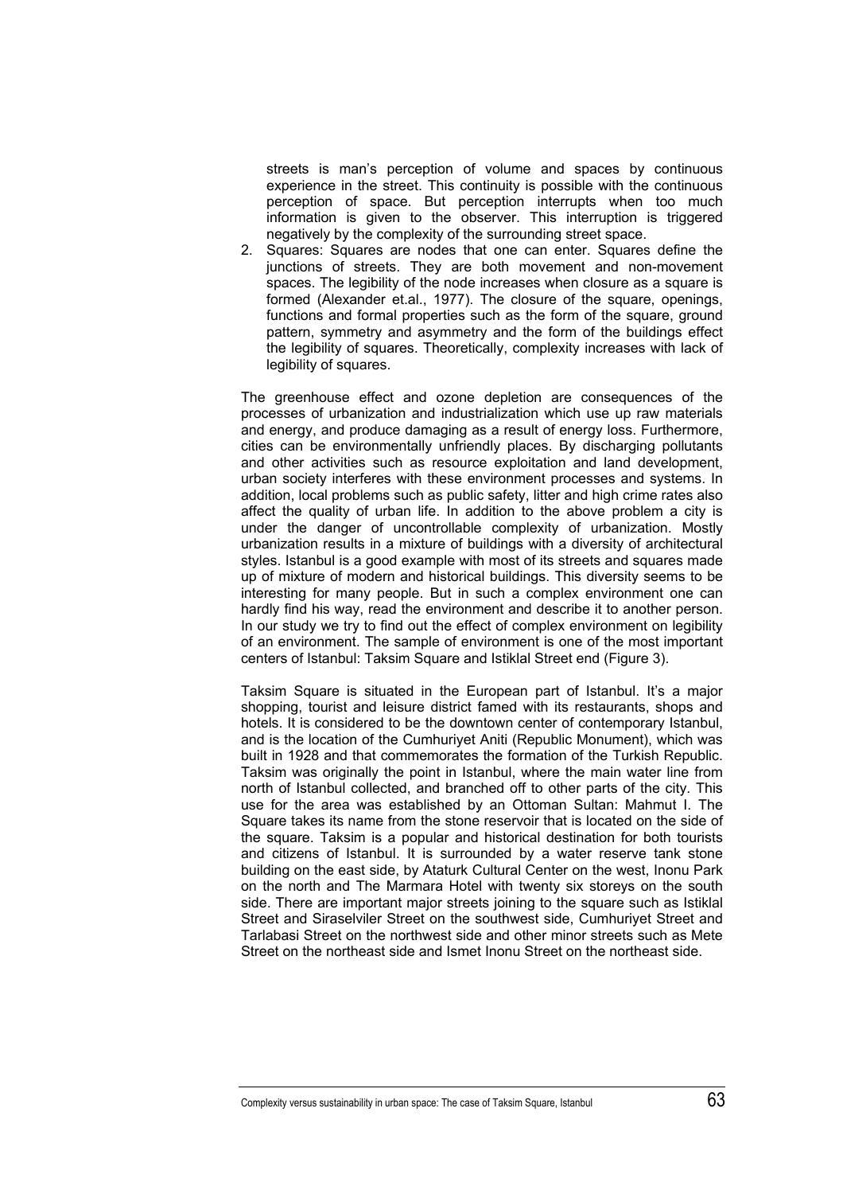streets is man's perception of volume and spaces by continuous experience in the street. This continuity is possible with the continuous perception of space. But perception interrupts when too much information is given to the observer. This interruption is triggered negatively by the complexity of the surrounding street space.

2. Squares: Squares are nodes that one can enter. Squares define the junctions of streets. They are both movement and non-movement spaces. The legibility of the node increases when closure as a square is formed (Alexander et.al., 1977). The closure of the square, openings, functions and formal properties such as the form of the square, ground pattern, symmetry and asymmetry and the form of the buildings effect the legibility of squares. Theoretically, complexity increases with lack of legibility of squares.

The greenhouse effect and ozone depletion are consequences of the processes of urbanization and industrialization which use up raw materials and energy, and produce damaging as a result of energy loss. Furthermore, cities can be environmentally unfriendly places. By discharging pollutants and other activities such as resource exploitation and land development, urban society interferes with these environment processes and systems. In addition, local problems such as public safety, litter and high crime rates also affect the quality of urban life. In addition to the above problem a city is under the danger of uncontrollable complexity of urbanization. Mostly urbanization results in a mixture of buildings with a diversity of architectural styles. Istanbul is a good example with most of its streets and squares made up of mixture of modern and historical buildings. This diversity seems to be interesting for many people. But in such a complex environment one can hardly find his way, read the environment and describe it to another person. In our study we try to find out the effect of complex environment on legibility of an environment. The sample of environment is one of the most important centers of Istanbul: Taksim Square and Istiklal Street end (Figure 3).

Taksim Square is situated in the European part of Istanbul. It's a major shopping, tourist and leisure district famed with its restaurants, shops and hotels. It is considered to be the downtown center of contemporary Istanbul, and is the location of the Cumhuriyet Aniti (Republic Monument), which was built in 1928 and that commemorates the formation of the Turkish Republic. Taksim was originally the point in Istanbul, where the main water line from north of Istanbul collected, and branched off to other parts of the city. This use for the area was established by an Ottoman Sultan: Mahmut I. The Square takes its name from the stone reservoir that is located on the side of the square. Taksim is a popular and historical destination for both tourists and citizens of Istanbul. It is surrounded by a water reserve tank stone building on the east side, by Ataturk Cultural Center on the west, Inonu Park on the north and The Marmara Hotel with twenty six storeys on the south side. There are important major streets joining to the square such as Istiklal Street and Siraselviler Street on the southwest side, Cumhuriyet Street and Tarlabasi Street on the northwest side and other minor streets such as Mete Street on the northeast side and Ismet Inonu Street on the northeast side.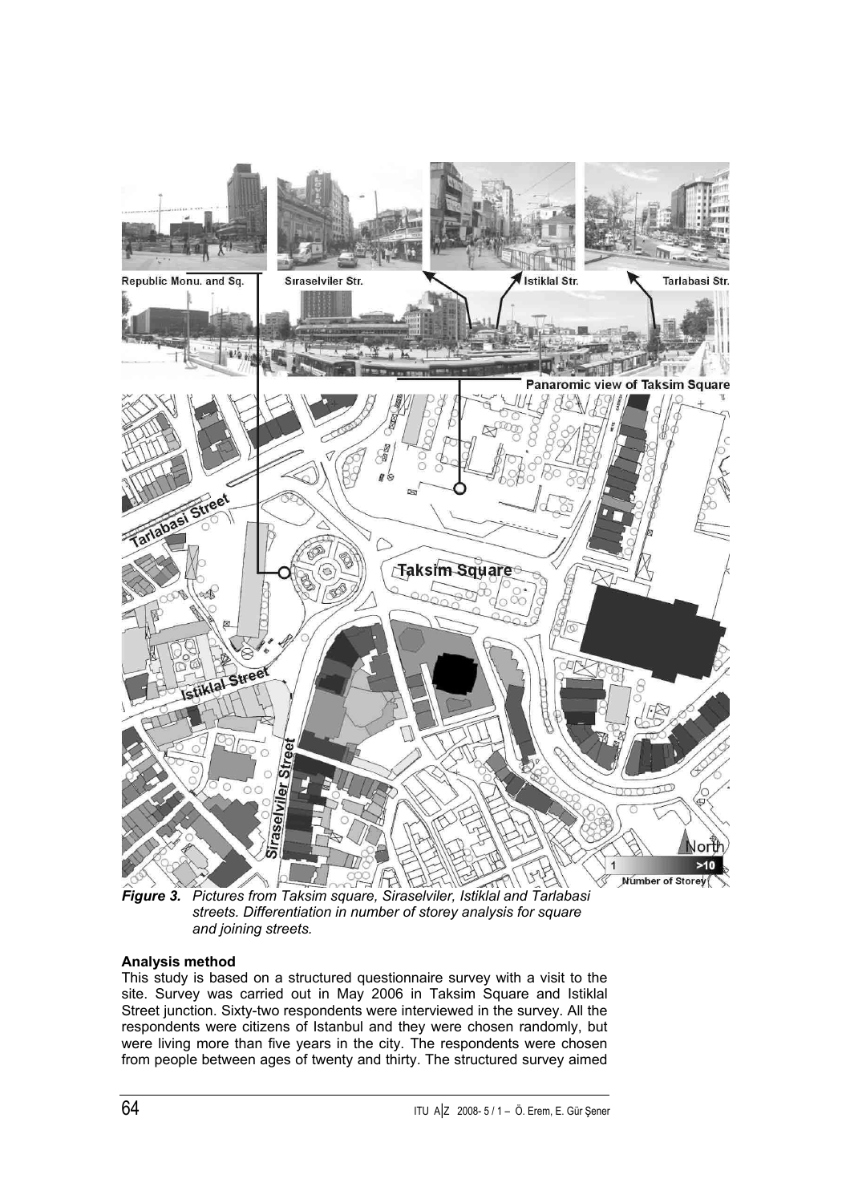*Figure 3. Pictures from Taksim square, Siraselviler, Istiklal and Tarlabasi streets. Differentiation in number of storey analysis for square and joining streets.*

**Analysis method**

This study is based on a structured questionnaire survey with a visit to the site. Survey was carried out in May 2006 in Taksim Square and Istiklal Street junction. Sixty-two respondents were interviewed in the survey. All the respondents were citizens of Istanbul and they were chosen randomly, but were living more than five years in the city. The respondents were chosen from people between ages of twenty and thirty. The structured survey aimed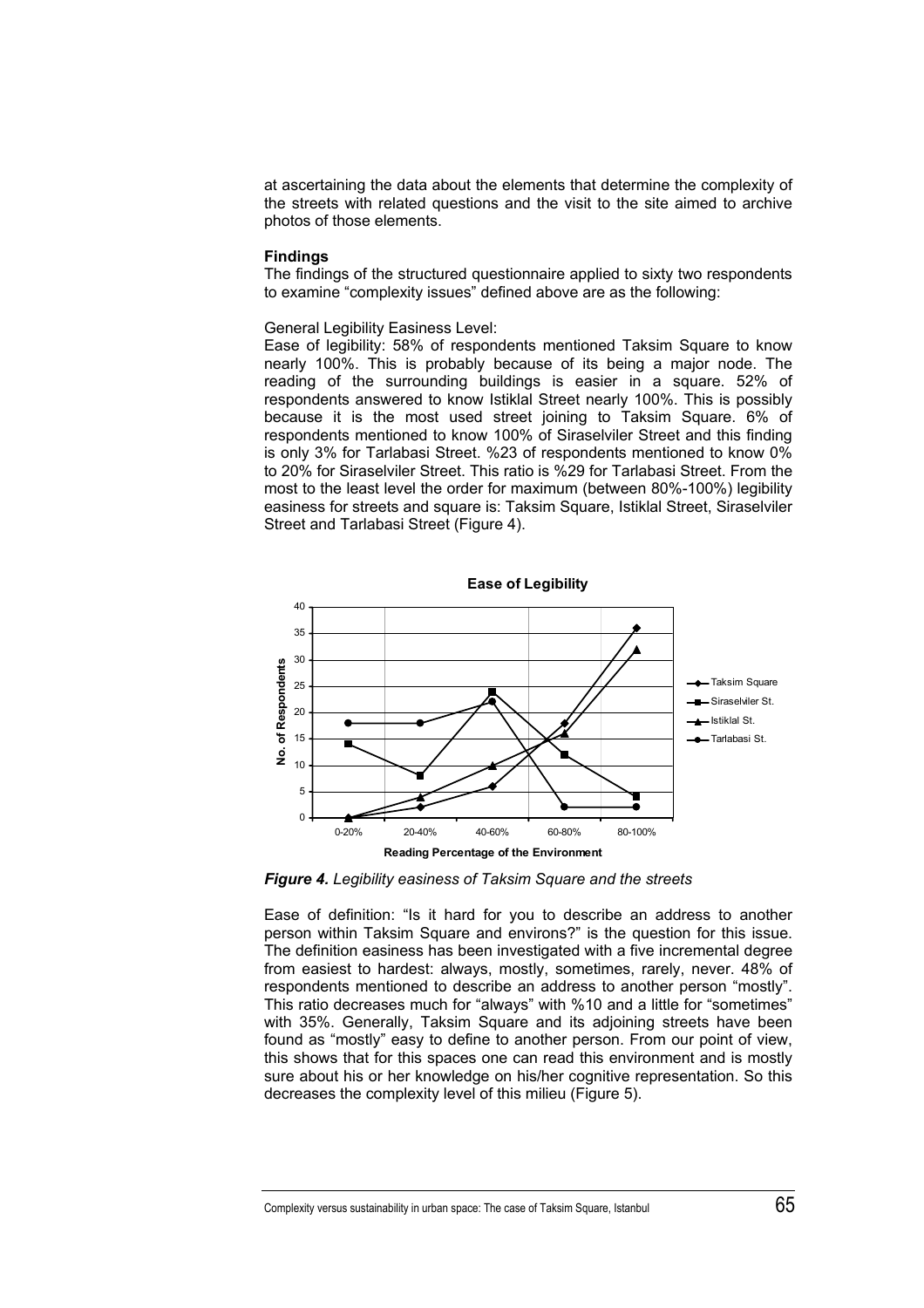at ascertaining the data about the elements that determine the complexity of the streets with related questions and the visit to the site aimed to archive photos of those elements.

**Findings**

The findings of the structured questionnaire applied to sixty two respondents to examine "complexity issues" defined above are as the following:

General Legibility Easiness Level:

Ease of legibility: 58% of respondents mentioned Taksim Square to know nearly 100%. This is probably because of its being a major node. The reading of the surrounding buildings is easier in a square. 52% of respondents answered to know Istiklal Street nearly 100%. This is possibly because it is the most used street joining to Taksim Square. 6% of respondents mentioned to know 100% of Siraselviler Street and this finding is only 3% for Tarlabasi Street. %23 of respondents mentioned to know 0% to 20% for Siraselviler Street. This ratio is %29 for Tarlabasi Street. From the most to the least level the order for maximum (between 80%-100%) legibility easiness for streets and square is: Taksim Square, Istiklal Street, Siraselviler Street and Tarlabasi Street (Figure 4).

**Ease of Legibility**

| Reading Percentage of the Environment | Taksim Square | Siraselviler St. | Istiklal St. | Tarlabasi St. |
|---|---|---|---|---|
| 0-20% | 0 | 14 | 0 | 18 |
| 20-40% | 2 | 8 | 4 | 18 |
| 40-60% | 6 | 24 | 10 | 22 |
| 60-80% | 18 | 12 | 16 | 2 |
| 80-100% | 36 | 4 | 32 | 2 |

***Figure 4.*** *Legibility easiness of Taksim Square and the streets*

Ease of definition: "Is it hard for you to describe an address to another person within Taksim Square and environs?" is the question for this issue. The definition easiness has been investigated with a five incremental degree from easiest to hardest: always, mostly, sometimes, rarely, never. 48% of respondents mentioned to describe an address to another person "mostly". This ratio decreases much for "always" with %10 and a little for "sometimes" with 35%. Generally, Taksim Square and its adjoining streets have been found as "mostly" easy to define to another person. From our point of view, this shows that for this spaces one can read this environment and is mostly sure about his or her knowledge on his/her cognitive representation. So this decreases the complexity level of this milieu (Figure 5).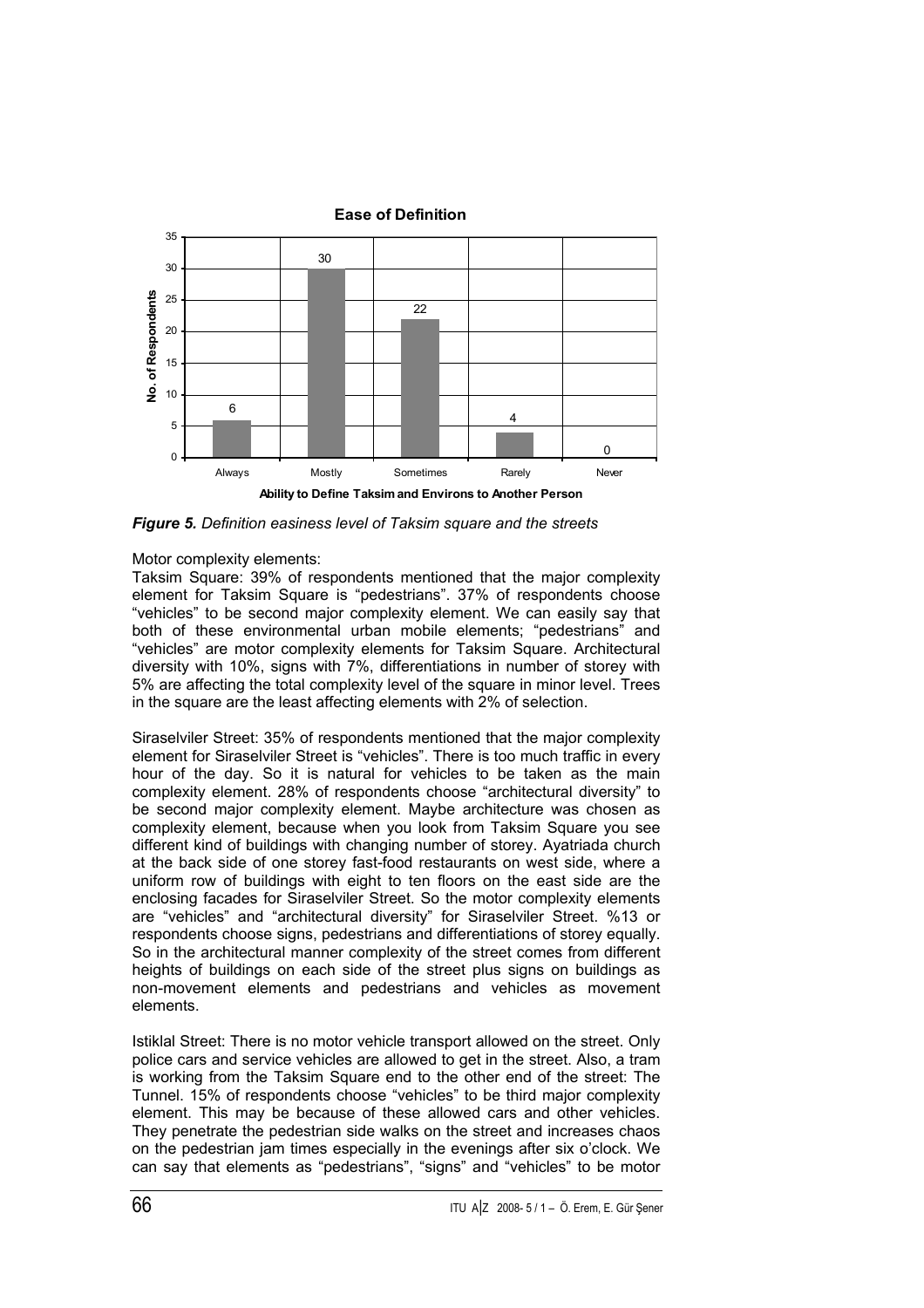**Ease of Definition**

| Ability to Define Taksim and Environs to Another Person | No. of Respondents |
|---|---|
| Always | 6 |
| Mostly | 30 |
| Sometimes | 22 |
| Rarely | 4 |
| Never | 0 |

***Figure 5.*** *Definition easiness level of Taksim square and the streets*

Motor complexity elements:

Taksim Square: 39% of respondents mentioned that the major complexity element for Taksim Square is "pedestrians". 37% of respondents choose "vehicles" to be second major complexity element. We can easily say that both of these environmental urban mobile elements; "pedestrians" and "vehicles" are motor complexity elements for Taksim Square. Architectural diversity with 10%, signs with 7%, differentiations in number of storey with 5% are affecting the total complexity level of the square in minor level. Trees in the square are the least affecting elements with 2% of selection.

Siraselviler Street: 35% of respondents mentioned that the major complexity element for Siraselviler Street is "vehicles". There is too much traffic in every hour of the day. So it is natural for vehicles to be taken as the main complexity element. 28% of respondents choose "architectural diversity" to be second major complexity element. Maybe architecture was chosen as complexity element, because when you look from Taksim Square you see different kind of buildings with changing number of storey. Ayatriada church at the back side of one storey fast-food restaurants on west side, where a uniform row of buildings with eight to ten floors on the east side are the enclosing facades for Siraselviler Street. So the motor complexity elements are "vehicles" and "architectural diversity" for Siraselviler Street. %13 or respondents choose signs, pedestrians and differentiations of storey equally. So in the architectural manner complexity of the street comes from different heights of buildings on each side of the street plus signs on buildings as non-movement elements and pedestrians and vehicles as movement elements.

Istiklal Street: There is no motor vehicle transport allowed on the street. Only police cars and service vehicles are allowed to get in the street. Also, a tram is working from the Taksim Square end to the other end of the street: The Tunnel. 15% of respondents choose "vehicles" to be third major complexity element. This may be because of these allowed cars and other vehicles. They penetrate the pedestrian side walks on the street and increases chaos on the pedestrian jam times especially in the evenings after six o'clock. We can say that elements as "pedestrians", "signs" and "vehicles" to be motor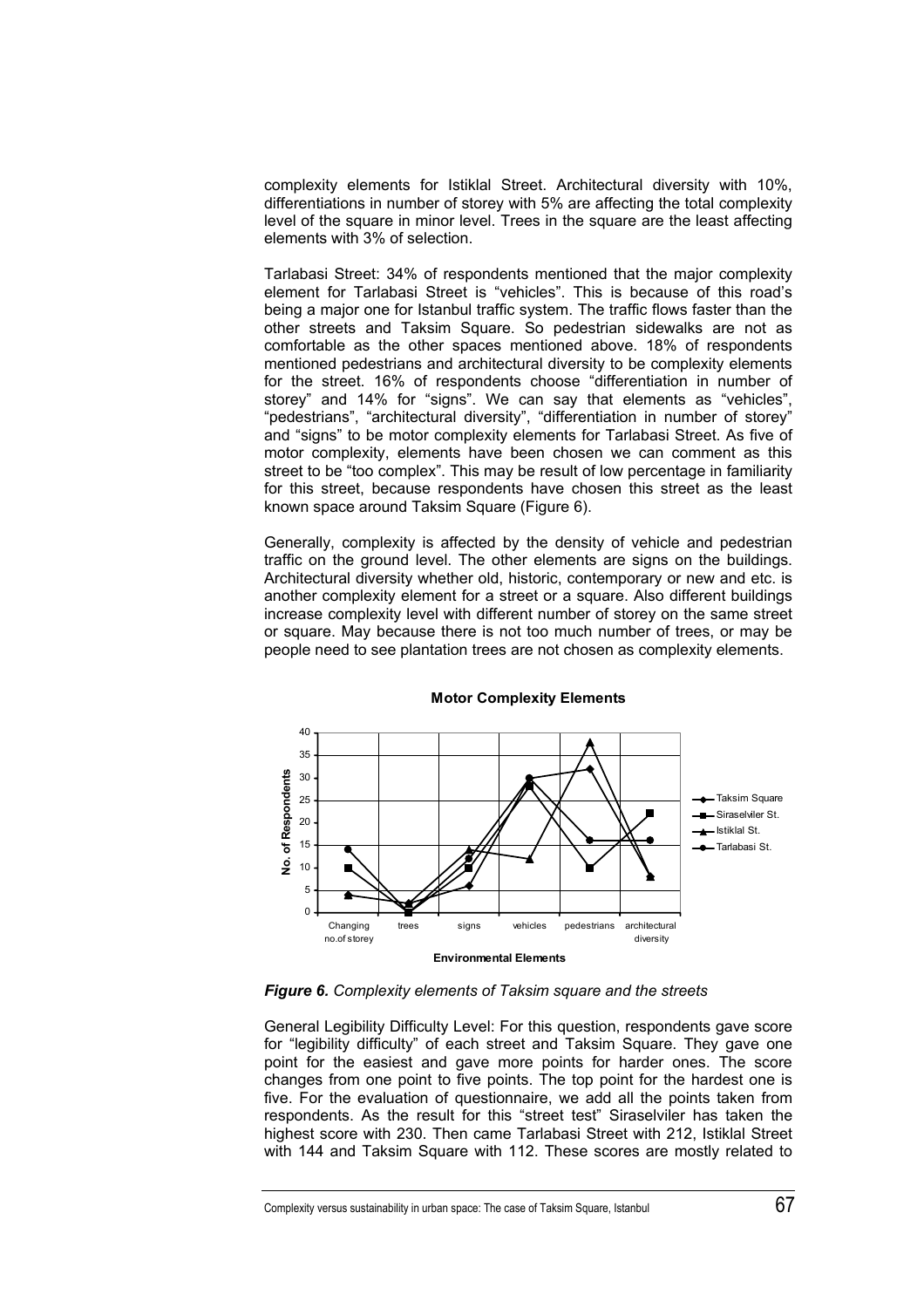complexity elements for Istiklal Street. Architectural diversity with 10%, differentiations in number of storey with 5% are affecting the total complexity level of the square in minor level. Trees in the square are the least affecting elements with 3% of selection.

Tarlabasi Street: 34% of respondents mentioned that the major complexity element for Tarlabasi Street is "vehicles". This is because of this road's being a major one for Istanbul traffic system. The traffic flows faster than the other streets and Taksim Square. So pedestrian sidewalks are not as comfortable as the other spaces mentioned above. 18% of respondents mentioned pedestrians and architectural diversity to be complexity elements for the street. 16% of respondents choose "differentiation in number of storey" and 14% for "signs". We can say that elements as "vehicles", "pedestrians", "architectural diversity", "differentiation in number of storey" and "signs" to be motor complexity elements for Tarlabasi Street. As five of motor complexity, elements have been chosen we can comment as this street to be "too complex". This may be result of low percentage in familiarity for this street, because respondents have chosen this street as the least known space around Taksim Square (Figure 6).

Generally, complexity is affected by the density of vehicle and pedestrian traffic on the ground level. The other elements are signs on the buildings. Architectural diversity whether old, historic, contemporary or new and etc. is another complexity element for a street or a square. Also different buildings increase complexity level with different number of storey on the same street or square. May because there is not too much number of trees, or may be people need to see plantation trees are not chosen as complexity elements.

**Motor Complexity Elements**

*Figure 6. Complexity elements of Taksim square and the streets*

General Legibility Difficulty Level: For this question, respondents gave score for "legibility difficulty" of each street and Taksim Square. They gave one point for the easiest and gave more points for harder ones. The score changes from one point to five points. The top point for the hardest one is five. For the evaluation of questionnaire, we add all the points taken from respondents. As the result for this "street test" Siraselviler has taken the highest score with 230. Then came Tarlabasi Street with 212, Istiklal Street with 144 and Taksim Square with 112. These scores are mostly related to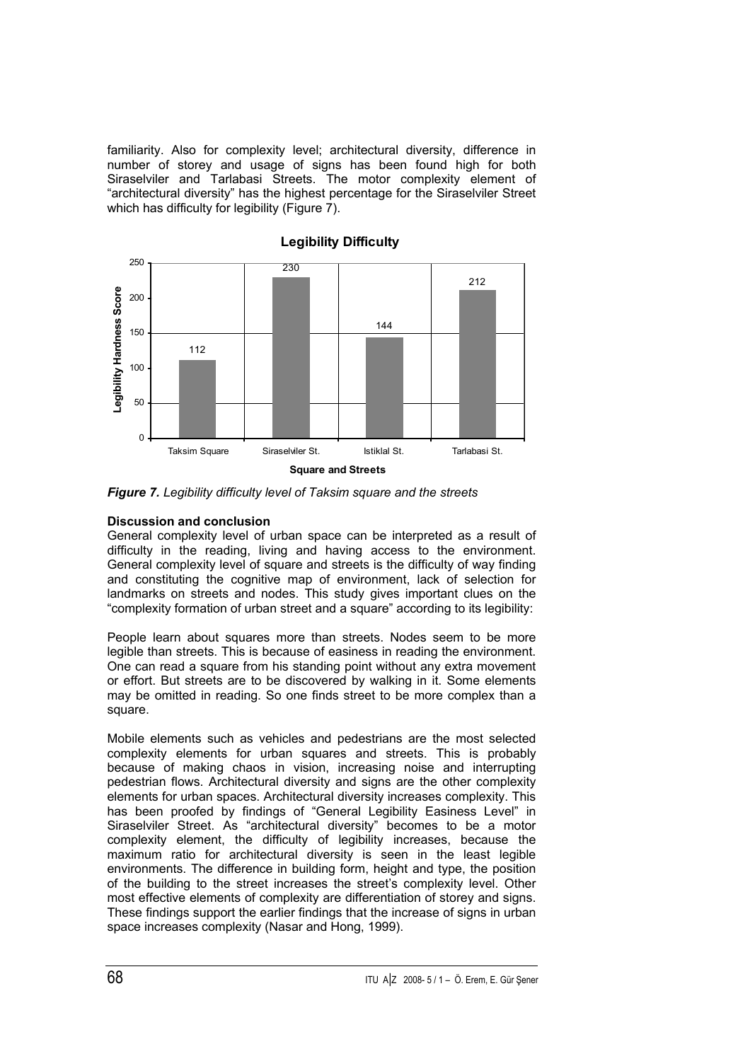familiarity. Also for complexity level; architectural diversity, difference in number of storey and usage of signs has been found high for both Siraselviler and Tarlabasi Streets. The motor complexity element of "architectural diversity" has the highest percentage for the Siraselviler Street which has difficulty for legibility (Figure 7).

**Legibility Difficulty**

| Square and Streets | Legibility Hardness Score |
|---|---|
| Taksim Square | 112 |
| Siraselviler St. | 230 |
| Istiklal St. | 144 |
| Tarlabasi St. | 212 |

***Figure 7.*** *Legibility difficulty level of Taksim square and the streets*

**Discussion and conclusion**

General complexity level of urban space can be interpreted as a result of difficulty in the reading, living and having access to the environment. General complexity level of square and streets is the difficulty of way finding and constituting the cognitive map of environment, lack of selection for landmarks on streets and nodes. This study gives important clues on the "complexity formation of urban street and a square" according to its legibility:

People learn about squares more than streets. Nodes seem to be more legible than streets. This is because of easiness in reading the environment. One can read a square from his standing point without any extra movement or effort. But streets are to be discovered by walking in it. Some elements may be omitted in reading. So one finds street to be more complex than a square.

Mobile elements such as vehicles and pedestrians are the most selected complexity elements for urban squares and streets. This is probably because of making chaos in vision, increasing noise and interrupting pedestrian flows. Architectural diversity and signs are the other complexity elements for urban spaces. Architectural diversity increases complexity. This has been proofed by findings of "General Legibility Easiness Level" in Siraselviler Street. As "architectural diversity" becomes to be a motor complexity element, the difficulty of legibility increases, because the maximum ratio for architectural diversity is seen in the least legible environments. The difference in building form, height and type, the position of the building to the street increases the street's complexity level. Other most effective elements of complexity are differentiation of storey and signs. These findings support the earlier findings that the increase of signs in urban space increases complexity (Nasar and Hong, 1999).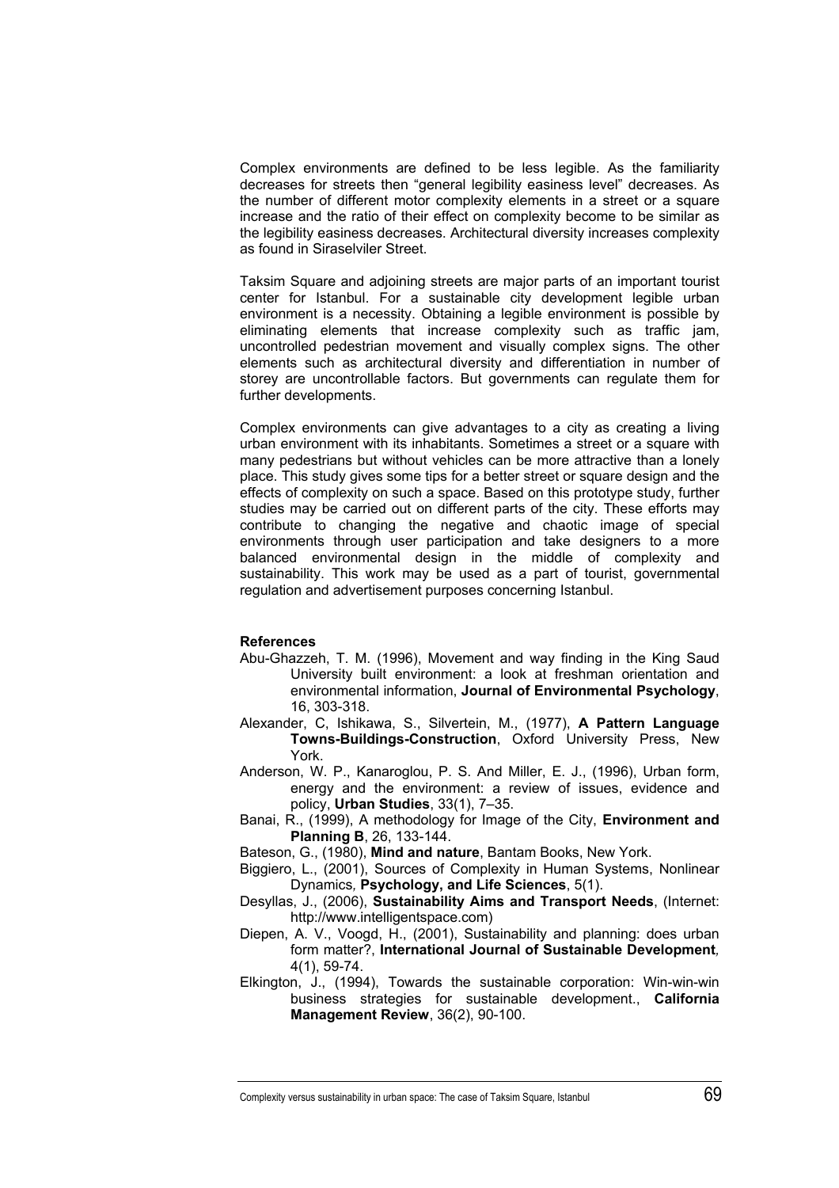Complex environments are defined to be less legible. As the familiarity decreases for streets then "general legibility easiness level" decreases. As the number of different motor complexity elements in a street or a square increase and the ratio of their effect on complexity become to be similar as the legibility easiness decreases. Architectural diversity increases complexity as found in Siraselviler Street.

Taksim Square and adjoining streets are major parts of an important tourist center for Istanbul. For a sustainable city development legible urban environment is a necessity. Obtaining a legible environment is possible by eliminating elements that increase complexity such as traffic jam, uncontrolled pedestrian movement and visually complex signs. The other elements such as architectural diversity and differentiation in number of storey are uncontrollable factors. But governments can regulate them for further developments.

Complex environments can give advantages to a city as creating a living urban environment with its inhabitants. Sometimes a street or a square with many pedestrians but without vehicles can be more attractive than a lonely place. This study gives some tips for a better street or square design and the effects of complexity on such a space. Based on this prototype study, further studies may be carried out on different parts of the city. These efforts may contribute to changing the negative and chaotic image of special environments through user participation and take designers to a more balanced environmental design in the middle of complexity and sustainability. This work may be used as a part of tourist, governmental regulation and advertisement purposes concerning Istanbul.

**References**

Abu-Ghazzeh, T. M. (1996), Movement and way finding in the King Saud University built environment: a look at freshman orientation and environmental information, **Journal of Environmental Psychology**, 16, 303-318.

Alexander, C, Ishikawa, S., Silvertein, M., (1977), **A Pattern Language Towns-Buildings-Construction**, Oxford University Press, New York.

Anderson, W. P., Kanaroglou, P. S. And Miller, E. J., (1996), Urban form, energy and the environment: a review of issues, evidence and policy, **Urban Studies**, 33(1), 7–35.

Banai, R., (1999), A methodology for Image of the City, **Environment and Planning B**, 26, 133-144.

Bateson, G., (1980), **Mind and nature**, Bantam Books, New York.

Biggiero, L., (2001), Sources of Complexity in Human Systems, Nonlinear Dynamics, **Psychology, and Life Sciences**, 5(1).

Desyllas, J., (2006), **Sustainability Aims and Transport Needs**, (Internet: http://www.intelligentspace.com)

Diepen, A. V., Voogd, H., (2001), Sustainability and planning: does urban form matter?, **International Journal of Sustainable Development**, 4(1), 59-74.

Elkington, J., (1994), Towards the sustainable corporation: Win-win-win business strategies for sustainable development., **California Management Review**, 36(2), 90-100.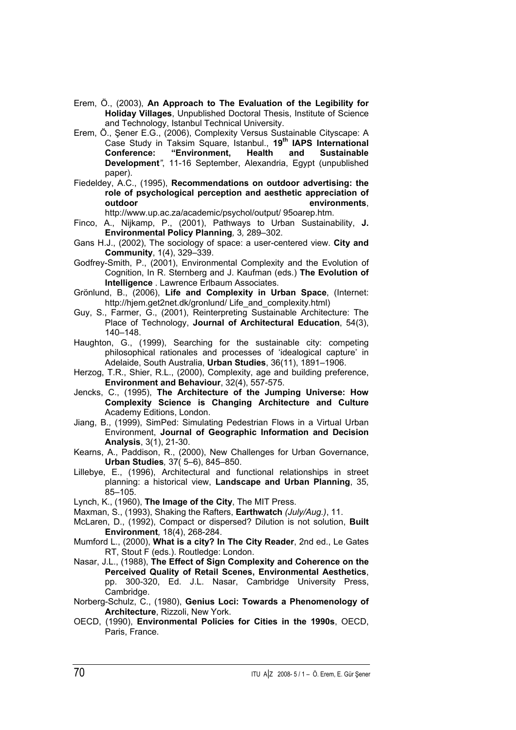Erem, Ö., (2003), **An Approach to The Evaluation of the Legibility for Holiday Villages**, Unpublished Doctoral Thesis, Institute of Science and Technology, Istanbul Technical University.

Erem, Ö., Şener E.G., (2006), Complexity Versus Sustainable Cityscape: A Case Study in Taksim Square, Istanbul., **19th IAPS International Conference: "Environment, Health and Sustainable Development"**, 11-16 September, Alexandria, Egypt (unpublished paper).

Fiedeldey, A.C., (1995), **Recommendations on outdoor advertising: the role of psychological perception and aesthetic appreciation of outdoor environments**, http://www.up.ac.za/academic/psychol/output/ 95oarep.htm.

Finco, A., Nijkamp, P., (2001), Pathways to Urban Sustainability, **J. Environmental Policy Planning***,* 3*,* 289–302.

Gans H.J., (2002), The sociology of space: a user-centered view. **City and Community**, 1(4), 329–339.

Godfrey-Smith, P., (2001), Environmental Complexity and the Evolution of Cognition, In R. Sternberg and J. Kaufman (eds.) **The Evolution of Intelligence** . Lawrence Erlbaum Associates.

Grönlund, B., (2006), **Life and Complexity in Urban Space**, (Internet: http://hjem.get2net.dk/gronlund/ Life_and_complexity.html)

Guy, S., Farmer, G., (2001), Reinterpreting Sustainable Architecture: The Place of Technology, **Journal of Architectural Education**, 54(3), 140–148.

Haughton, G., (1999), Searching for the sustainable city: competing philosophical rationales and processes of 'idealogical capture' in Adelaide, South Australia, **Urban Studies**, 36(11), 1891–1906.

Herzog, T.R., Shier, R.L., (2000), Complexity, age and building preference, **Environment and Behaviour**, 32(4), 557-575.

Jencks, C., (1995), **The Architecture of the Jumping Universe: How Complexity Science is Changing Architecture and Culture** Academy Editions, London.

Jiang, B., (1999), SimPed: Simulating Pedestrian Flows in a Virtual Urban Environment, **Journal of Geographic Information and Decision Analysis**, 3(1), 21-30.

Kearns, A., Paddison, R., (2000), New Challenges for Urban Governance, **Urban Studies***,* 37( 5–6), 845–850.

Lillebye, E., (1996), Architectural and functional relationships in street planning: a historical view, **Landscape and Urban Planning**, 35, 85–105.

Lynch, K., (1960), **The Image of the City**, The MIT Press.

Maxman, S., (1993), Shaking the Rafters, **Earthwatch** *(July/Aug.)*, 11.

McLaren, D., (1992), Compact or dispersed? Dilution is not solution, **Built Environment***,* 18(4), 268-284.

Mumford L., (2000), **What is a city? In The City Reader**, 2nd ed., Le Gates RT, Stout F (eds.). Routledge: London.

Nasar, J.L., (1988), **The Effect of Sign Complexity and Coherence on the Perceived Quality of Retail Scenes, Environmental Aesthetics**, pp. 300-320, Ed. J.L. Nasar, Cambridge University Press, Cambridge.

Norberg-Schulz, C., (1980), **Genius Loci: Towards a Phenomenology of Architecture**, Rizzoli, New York.

OECD, (1990), **Environmental Policies for Cities in the 1990s**, OECD, Paris, France.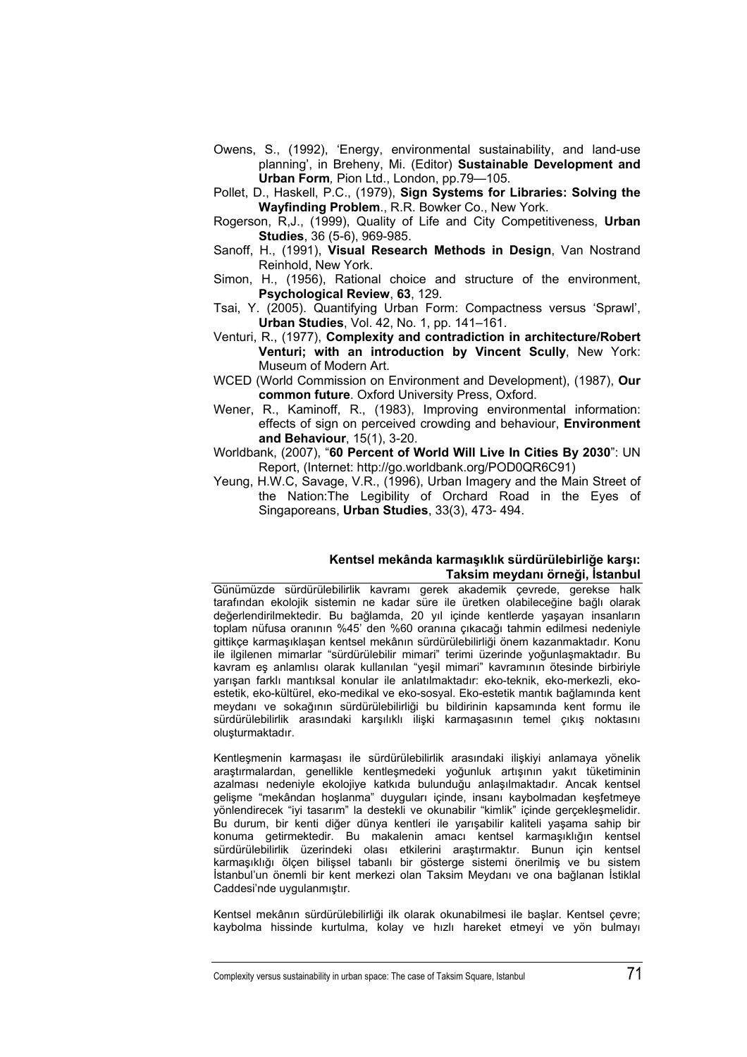Owens, S., (1992), 'Energy, environmental sustainability, and land-use planning', in Breheny, Mi. (Editor) **Sustainable Development and Urban Form**, Pion Ltd., London, pp.79—105.

Pollet, D., Haskell, P.C., (1979), **Sign Systems for Libraries: Solving the Wayfinding Problem**., R.R. Bowker Co., New York.

Rogerson, R,J., (1999), Quality of Life and City Competitiveness, **Urban Studies**, 36 (5-6), 969-985.

Sanoff, H., (1991), **Visual Research Methods in Design**, Van Nostrand Reinhold, New York.

Simon, H., (1956), Rational choice and structure of the environment, **Psychological Review**, **63**, 129.

Tsai, Y. (2005). Quantifying Urban Form: Compactness versus 'Sprawl', **Urban Studies**, Vol. 42, No. 1, pp. 141–161.

Venturi, R., (1977), **Complexity and contradiction in architecture/Robert Venturi; with an introduction by Vincent Scully**, New York: Museum of Modern Art.

WCED (World Commission on Environment and Development), (1987), **Our common future**. Oxford University Press, Oxford.

Wener, R., Kaminoff, R., (1983), Improving environmental information: effects of sign on perceived crowding and behaviour, **Environment and Behaviour**, 15(1), 3-20.

Worldbank, (2007), "**60 Percent of World Will Live In Cities By 2030**": UN Report, (Internet: http://go.worldbank.org/POD0QR6C91)

Yeung, H.W.C, Savage, V.R., (1996), Urban Imagery and the Main Street of the Nation:The Legibility of Orchard Road in the Eyes of Singaporeans, **Urban Studies**, 33(3), 473- 494.

## Kentsel mekânda karmaşıklık sürdürülebirliğe karşı: Taksim meydanı örneği, İstanbul

Günümüzde sürdürülebilirlik kavramı gerek akademik çevrede, gerekse halk tarafından ekolojik sistemin ne kadar süre ile üretken olabileceğine bağlı olarak değerlendirilmektedir. Bu bağlamda, 20 yıl içinde kentlerde yaşayan insanların toplam nüfusa oranının %45' den %60 oranına çıkacağı tahmin edilmesi nedeniyle gittikçe karmaşıklaşan kentsel mekânın sürdürülebilirliği önem kazanmaktadır. Konu ile ilgilenen mimarlar "sürdürülebilir mimari" terimi üzerinde yoğunlaşmaktadır. Bu kavram eş anlamlısı olarak kullanılan "yeşil mimari" kavramının ötesinde birbiriyle yarışan farklı mantıksal konular ile anlatılmaktadır: eko-teknik, eko-merkezli, eko-estetik, eko-kültürel, eko-medikal ve eko-sosyal. Eko-estetik mantık bağlamında kent meydanı ve sokağının sürdürülebilirliği bu bildirinin kapsamında kent formu ile sürdürülebilirlik arasındaki karşılıklı ilişki karmaşasının temel çıkış noktasını oluşturmaktadır.

Kentleşmenin karmaşası ile sürdürülebilirlik arasındaki ilişkiyi anlamaya yönelik araştırmalardan, genellikle kentleşmedeki yoğunluk artışının yakıt tüketiminin azalması nedeniyle ekolojiye katkıda bulunduğu anlaşılmaktadır. Ancak kentsel gelişme "mekândan hoşlanma" duyguları içinde, insanı kaybolmadan keşfetmeye yönlendirecek "iyi tasarım" la destekli ve okunabilir "kimlik" içinde gerçekleşmelidir. Bu durum, bir kenti diğer dünya kentleri ile yarışabilir kaliteli yaşama sahip bir konuma getirmektedir. Bu makalenin amacı kentsel karmaşıklığın kentsel sürdürülebilirlik üzerindeki olası etkilerini araştırmaktır. Bunun için kentsel karmaşıklığı ölçen bilişsel tabanlı bir gösterge sistemi önerilmiş ve bu sistem İstanbul'un önemli bir kent merkezi olan Taksim Meydanı ve ona bağlanan İstiklal Caddesi'nde uygulanmıştır.

Kentsel mekânın sürdürülebilirliği ilk olarak okunabilmesi ile başlar. Kentsel çevre; kaybolma hissinde kurtulma, kolay ve hızlı hareket etmeyi ve yön bulmayı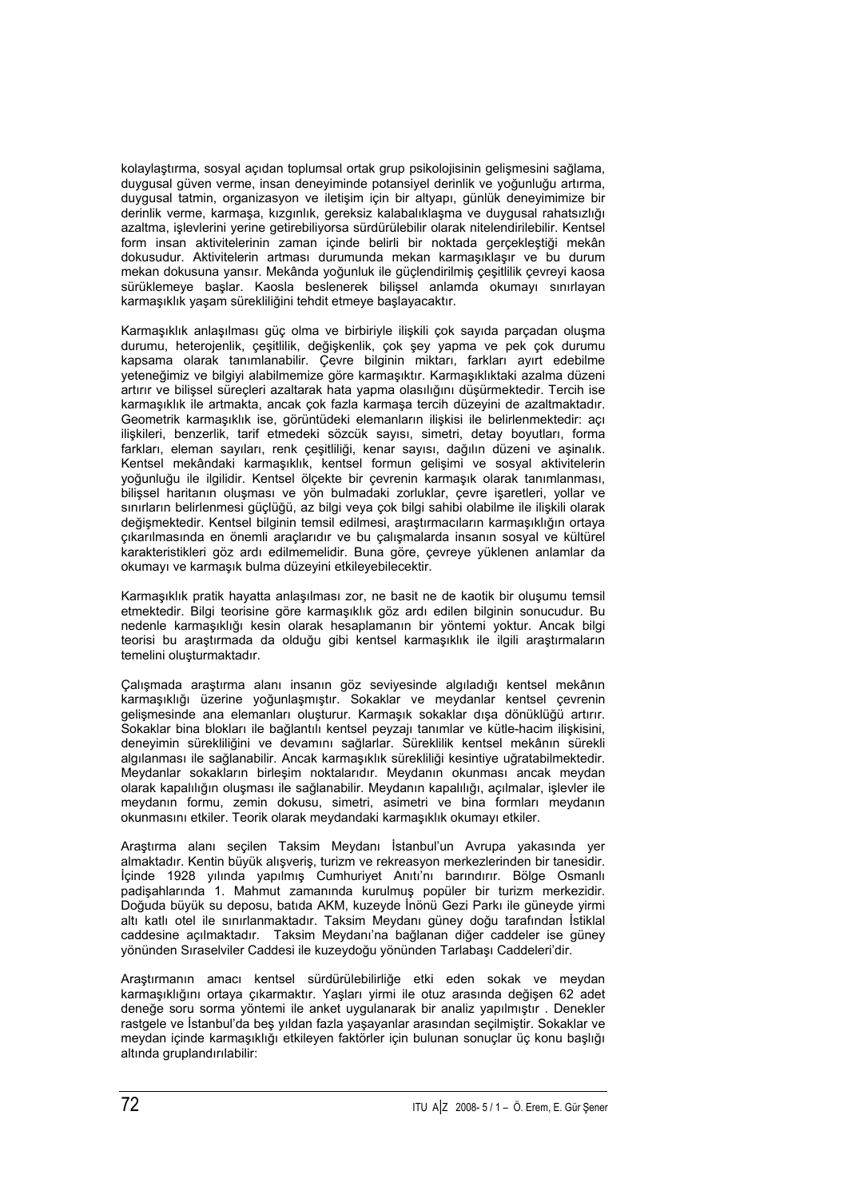kolaylaştırma, sosyal açıdan toplumsal ortak grup psikolojisinin gelişmesini sağlama, duygusal güven verme, insan deneyiminde potansiyel derinlik ve yoğunluğu artırma, duygusal tatmin, organizasyon ve iletişim için bir altyapı, günlük deneyimimize bir derinlik verme, karmaşa, kızgınlık, gereksiz kalabalıklaşma ve duygusal rahatsızlığı azaltma, işlevlerini yerine getirebiliyorsa sürdürülebilir olarak nitelendirilebilir. Kentsel form insan aktivitelerinin zaman içinde belirli bir noktada gerçekleştiği mekân dokusudur. Aktivitelerin artması durumunda mekan karmaşıklaşır ve bu durum mekan dokusuna yansır. Mekânda yoğunluk ile güçlendirilmiş çeşitlilik çevreyi kaosa sürüklemeye başlar. Kaosla beslenerek bilişsel anlamda okumayı sınırlayan karmaşıklık yaşam sürekliliğini tehdit etmeye başlayacaktır.

Karmaşıklık anlaşılması güç olma ve birbiriyle ilişkili çok sayıda parçadan oluşma durumu, heterojenlik, çeşitlilik, değişkenlik, çok şey yapma ve pek çok durumu kapsama olarak tanımlanabilir. Çevre bilginin miktarı, farkları ayırt edebilme yeteneğimiz ve bilgiyi alabilmemize göre karmaşıktır. Karmaşıklıktaki azalma düzeni artırır ve bilişsel süreçleri azaltarak hata yapma olasılığını düşürmektedir. Tercih ise karmaşıklık ile artmakta, ancak çok fazla karmaşa tercih düzeyini de azaltmaktadır. Geometrik karmaşıklık ise, görüntüdeki elemanların ilişkisi ile belirlenmektedir: açı ilişkileri, benzerlik, tarif etmedeki sözcük sayısı, simetri, detay boyutları, forma farkları, eleman sayıları, renk çeşitliliği, kenar sayısı, dağılın düzeni ve aşinalık. Kentsel mekândaki karmaşıklık, kentsel formun gelişimi ve sosyal aktivitelerin yoğunluğu ile ilgilidir. Kentsel ölçekte bir çevrenin karmaşık olarak tanımlanması, bilişsel haritanın oluşması ve yön bulmadaki zorluklar, çevre işaretleri, yollar ve sınırların belirlenmesi güçlüğü, az bilgi veya çok bilgi sahibi olabilme ile ilişkili olarak değişmektedir. Kentsel bilginin temsil edilmesi, araştırmacıların karmaşıklığın ortaya çıkarılmasında en önemli araçlarıdır ve bu çalışmalarda insanın sosyal ve kültürel karakteristikleri göz ardı edilmemelidir. Buna göre, çevreye yüklenen anlamlar da okumayı ve karmaşık bulma düzeyini etkileyebilecektir.

Karmaşıklık pratik hayatta anlaşılması zor, ne basit ne de kaotik bir oluşumu temsil etmektedir. Bilgi teorisine göre karmaşıklık göz ardı edilen bilginin sonucudur. Bu nedenle karmaşıklığı kesin olarak hesaplamanın bir yöntemi yoktur. Ancak bilgi teorisi bu araştırmada da olduğu gibi kentsel karmaşıklık ile ilgili araştırmaların temelini oluşturmaktadır.

Çalışmada araştırma alanı insanın göz seviyesinde algıladığı kentsel mekânın karmaşıklığı üzerine yoğunlaşmıştır. Sokaklar ve meydanlar kentsel çevrenin gelişmesinde ana elemanları oluşturur. Karmaşık sokaklar dışa dönüklüğü artırır. Sokaklar bina blokları ile bağlantılı kentsel peyzajı tanımlar ve kütle-hacim ilişkisini, deneyimin sürekliliğini ve devamını sağlarlar. Süreklilik kentsel mekânın sürekli algılanması ile sağlanabilir. Ancak karmaşıklık sürekliliği kesintiye uğratabilmektedir. Meydanlar sokakların birleşim noktalarıdır. Meydanın okunması ancak meydan olarak kapalılığın oluşması ile sağlanabilir. Meydanın kapalılığı, açılmalar, işlevler ile meydanın formu, zemin dokusu, simetri, asimetri ve bina formları meydanın okunmasını etkiler. Teorik olarak meydandaki karmaşıklık okumayı etkiler.

Araştırma alanı seçilen Taksim Meydanı İstanbul'un Avrupa yakasında yer almaktadır. Kentin büyük alışveriş, turizm ve rekreasyon merkezlerinden bir tanesidir. İçinde 1928 yılında yapılmış Cumhuriyet Anıtı'nı barındırır. Bölge Osmanlı padişahlarında 1. Mahmut zamanında kurulmuş popüler bir turizm merkezidir. Doğuda büyük su deposu, batıda AKM, kuzeyde İnönü Gezi Parkı ile güneyde yirmi altı katlı otel ile sınırlanmaktadır. Taksim Meydanı güney doğu tarafından İstiklal caddesine açılmaktadır. Taksim Meydanı'na bağlanan diğer caddeler ise güney yönünden Sıraselviler Caddesi ile kuzeydoğu yönünden Tarlabaşı Caddeleri'dir.

Araştırmanın amacı kentsel sürdürülebilirliğe etki eden sokak ve meydan karmaşıklığını ortaya çıkarmaktır. Yaşları yirmi ile otuz arasında değişen 62 adet deneğe soru sorma yöntemi ile anket uygulanarak bir analiz yapılmıştır . Denekler rastgele ve İstanbul'da beş yıldan fazla yaşayanlar arasından seçilmiştir. Sokaklar ve meydan içinde karmaşıklığı etkileyen faktörler için bulunan sonuçlar üç konu başlığı altında gruplandırılabilir: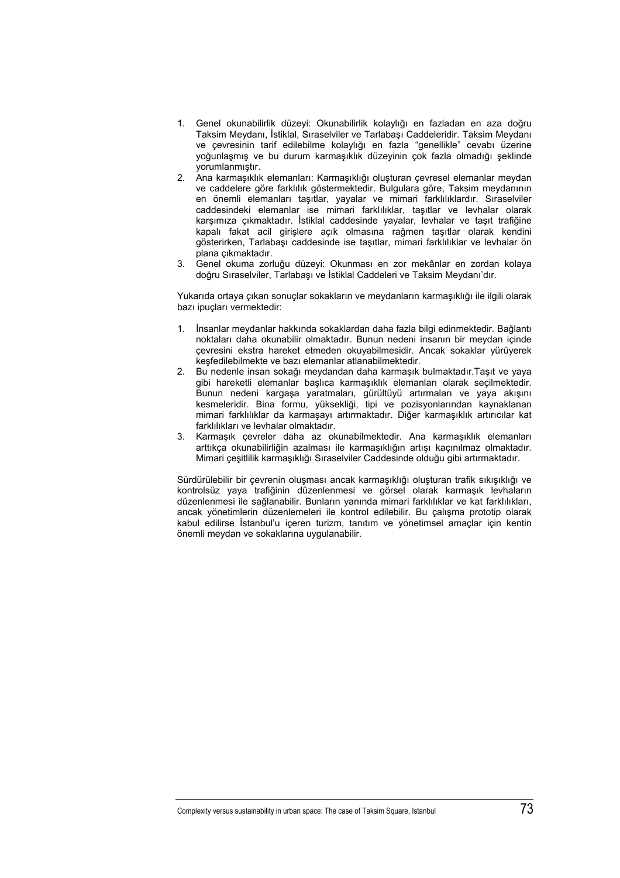1. Genel okunabilirlik düzeyi: Okunabilirlik kolaylığı en fazladan en aza doğru Taksim Meydanı, İstiklal, Sıraselviler ve Tarlabaşı Caddeleridir. Taksim Meydanı ve çevresinin tarif edilebilme kolaylığı en fazla "genellikle" cevabı üzerine yoğunlaşmış ve bu durum karmaşıklık düzeyinin çok fazla olmadığı şeklinde yorumlanmıştır.
2. Ana karmaşıklık elemanları: Karmaşıklığı oluşturan çevresel elemanlar meydan ve caddelere göre farklılık göstermektedir. Bulgulara göre, Taksim meydanının en önemli elemanları taşıtlar, yayalar ve mimari farklılıklardır. Sıraselviler caddesindeki elemanlar ise mimari farklılıklar, taşıtlar ve levhalar olarak karşımıza çıkmaktadır. İstiklal caddesinde yayalar, levhalar ve taşıt trafiğine kapalı fakat acil girişlere açık olmasına rağmen taşıtlar olarak kendini gösterirken, Tarlabaşı caddesinde ise taşıtlar, mimari farklılıklar ve levhalar ön plana çıkmaktadır.
3. Genel okuma zorluğu düzeyi: Okunması en zor mekânlar en zordan kolaya doğru Sıraselviler, Tarlabaşı ve İstiklal Caddeleri ve Taksim Meydanı'dır.

Yukarıda ortaya çıkan sonuçlar sokakların ve meydanların karmaşıklığı ile ilgili olarak bazı ipuçları vermektedir:

1. İnsanlar meydanlar hakkında sokaklardan daha fazla bilgi edinmektedir. Bağlantı noktaları daha okunabilir olmaktadır. Bunun nedeni insanın bir meydan içinde çevresini ekstra hareket etmeden okuyabilmesidir. Ancak sokaklar yürüyerek keşfedilebilmekte ve bazı elemanlar atlanabilmektedir.
2. Bu nedenle insan sokağı meydandan daha karmaşık bulmaktadır.Taşıt ve yaya gibi hareketli elemanlar başlıca karmaşıklık elemanları olarak seçilmektedir. Bunun nedeni kargaşa yaratmaları, gürültüyü artırmaları ve yaya akışını kesmeleridir. Bina formu, yüksekliği, tipi ve pozisyonlarından kaynaklanan mimari farklılıklar da karmaşayı artırmaktadır. Diğer karmaşıklık artırıcılar kat farklılıkları ve levhalar olmaktadır.
3. Karmaşık çevreler daha az okunabilmektedir. Ana karmaşıklık elemanları arttıkça okunabilirliğin azalması ile karmaşıklığın artışı kaçınılmaz olmaktadır. Mimari çeşitlilik karmaşıklığı Sıraselviler Caddesinde olduğu gibi artırmaktadır.

Sürdürülebilir bir çevrenin oluşması ancak karmaşıklığı oluşturan trafik sıkışıklığı ve kontrolsüz yaya trafiğinin düzenlenmesi ve görsel olarak karmaşık levhaların düzenlenmesi ile sağlanabilir. Bunların yanında mimari farklılıklar ve kat farklılıkları, ancak yönetimlerin düzenlemeleri ile kontrol edilebilir. Bu çalışma prototip olarak kabul edilirse İstanbul'u içeren turizm, tanıtım ve yönetimsel amaçlar için kentin önemli meydan ve sokaklarına uygulanabilir.